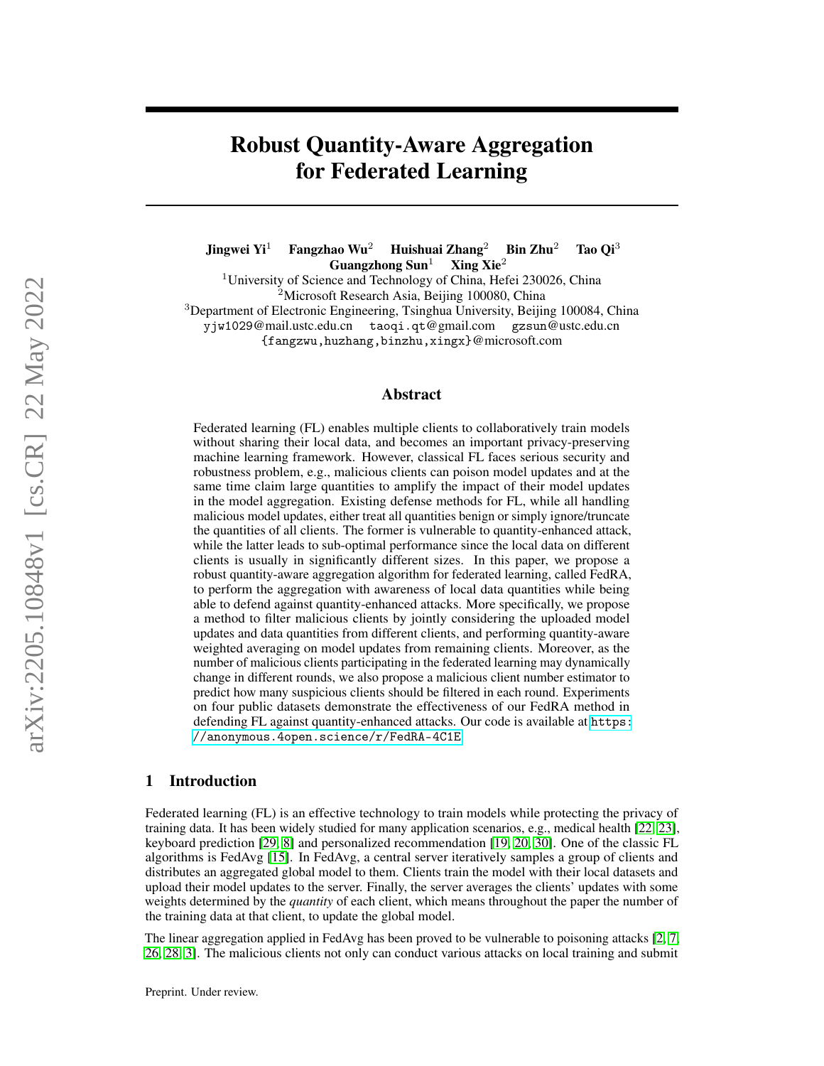# Robust Quantity-Aware Aggregation for Federated Learning

**Jingwei Yi**[1] **Fangzhao Wu**[2] **Huishuai Zhang**[2] **Bin Zhu**[2] **Tao Qi**[3] **Guangzhong Sun**[1] **Xing Xie**[2]

[1]University of Science and Technology of China, Hefei 230026, China
[2]Microsoft Research Asia, Beijing 100080, China
[3]Department of Electronic Engineering, Tsinghua University, Beijing 100084, China
yjw1029@mail.ustc.edu.cn taoqi.qt@gmail.com gzsun@ustc.edu.cn
{fangzwu,huzhang,binzhu,xingx}@microsoft.com

## Abstract

Federated learning (FL) enables multiple clients to collaboratively train models without sharing their local data, and becomes an important privacy-preserving machine learning framework. However, classical FL faces serious security and robustness problem, e.g., malicious clients can poison model updates and at the same time claim large quantities to amplify the impact of their model updates in the model aggregation. Existing defense methods for FL, while all handling malicious model updates, either treat all quantities benign or simply ignore/truncate the quantities of all clients. The former is vulnerable to quantity-enhanced attack, while the latter leads to sub-optimal performance since the local data on different clients is usually in significantly different sizes. In this paper, we propose a robust quantity-aware aggregation algorithm for federated learning, called FedRA, to perform the aggregation with awareness of local data quantities while being able to defend against quantity-enhanced attacks. More specifically, we propose a method to filter malicious clients by jointly considering the uploaded model updates and data quantities from different clients, and performing quantity-aware weighted averaging on model updates from remaining clients. Moreover, as the number of malicious clients participating in the federated learning may dynamically change in different rounds, we also propose a malicious client number estimator to predict how many suspicious clients should be filtered in each round. Experiments on four public datasets demonstrate the effectiveness of our FedRA method in defending FL against quantity-enhanced attacks. Our code is available at https://anonymous.4open.science/r/FedRA-4C1E.

## 1 Introduction

Federated learning (FL) is an effective technology to train models while protecting the privacy of training data. It has been widely studied for many application scenarios, e.g., medical health [22, 23], keyboard prediction [29, 8] and personalized recommendation [19, 20, 30]. One of the classic FL algorithms is FedAvg [15]. In FedAvg, a central server iteratively samples a group of clients and distributes an aggregated global model to them. Clients train the model with their local datasets and upload their model updates to the server. Finally, the server averages the clients' updates with some weights determined by the *quantity* of each client, which means throughout the paper the number of the training data at that client, to update the global model.

The linear aggregation applied in FedAvg has been proved to be vulnerable to poisoning attacks [2, 7, 26, 28, 3]. The malicious clients not only can conduct various attacks on local training and submit

Preprint. Under review.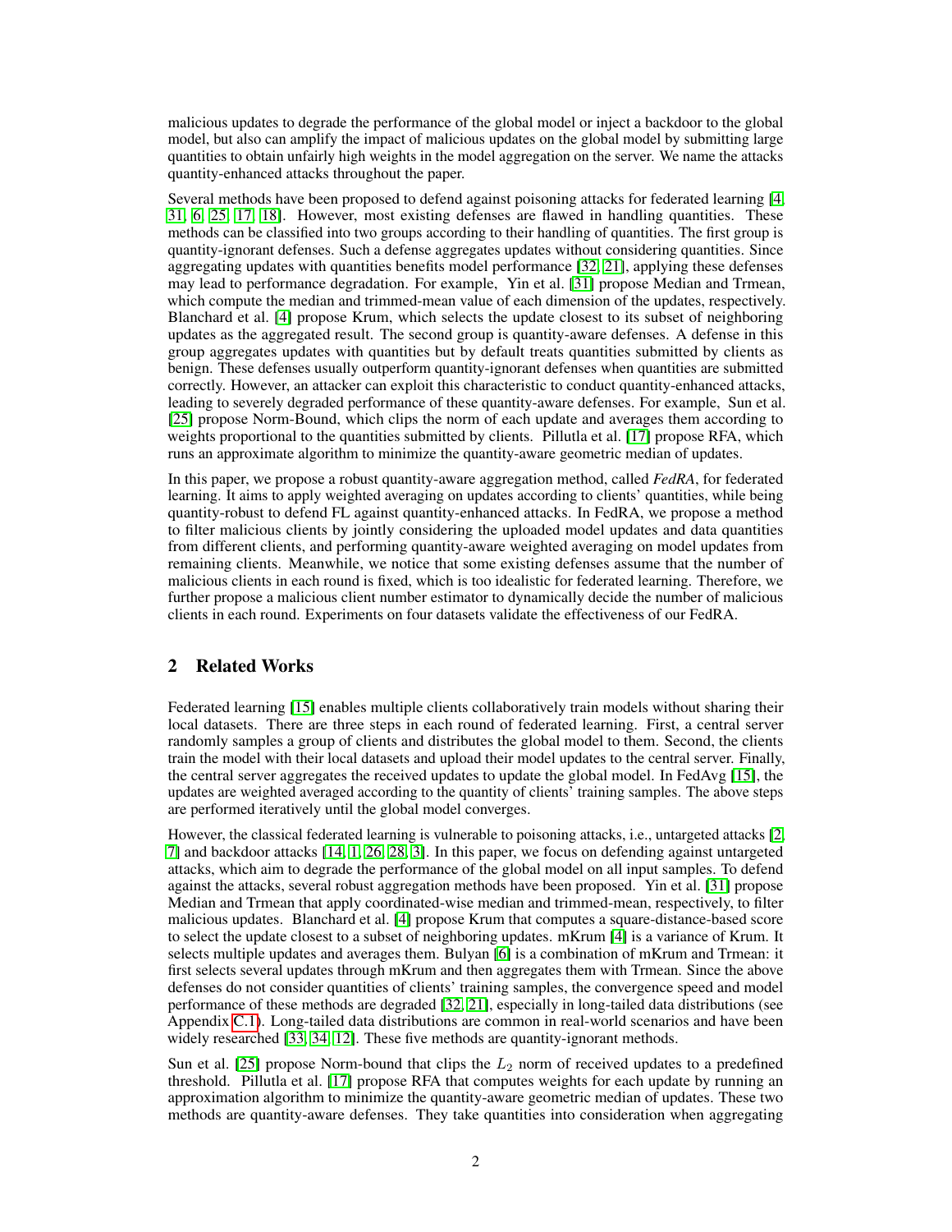malicious updates to degrade the performance of the global model or inject a backdoor to the global model, but also can amplify the impact of malicious updates on the global model by submitting large quantities to obtain unfairly high weights in the model aggregation on the server. We name the attacks quantity-enhanced attacks throughout the paper.

Several methods have been proposed to defend against poisoning attacks for federated learning [4, 31, 6, 25, 17, 18]. However, most existing defenses are flawed in handling quantities. These methods can be classified into two groups according to their handling of quantities. The first group is quantity-ignorant defenses. Such a defense aggregates updates without considering quantities. Since aggregating updates with quantities benefits model performance [32, 21], applying these defenses may lead to performance degradation. For example, Yin et al. [31] propose Median and Trmean, which compute the median and trimmed-mean value of each dimension of the updates, respectively. Blanchard et al. [4] propose Krum, which selects the update closest to its subset of neighboring updates as the aggregated result. The second group is quantity-aware defenses. A defense in this group aggregates updates with quantities but by default treats quantities submitted by clients as benign. These defenses usually outperform quantity-ignorant defenses when quantities are submitted correctly. However, an attacker can exploit this characteristic to conduct quantity-enhanced attacks, leading to severely degraded performance of these quantity-aware defenses. For example, Sun et al. [25] propose Norm-Bound, which clips the norm of each update and averages them according to weights proportional to the quantities submitted by clients. Pillutla et al. [17] propose RFA, which runs an approximate algorithm to minimize the quantity-aware geometric median of updates.

In this paper, we propose a robust quantity-aware aggregation method, called *FedRA*, for federated learning. It aims to apply weighted averaging on updates according to clients' quantities, while being quantity-robust to defend FL against quantity-enhanced attacks. In FedRA, we propose a method to filter malicious clients by jointly considering the uploaded model updates and data quantities from different clients, and performing quantity-aware weighted averaging on model updates from remaining clients. Meanwhile, we notice that some existing defenses assume that the number of malicious clients in each round is fixed, which is too idealistic for federated learning. Therefore, we further propose a malicious client number estimator to dynamically decide the number of malicious clients in each round. Experiments on four datasets validate the effectiveness of our FedRA.

## 2 Related Works

Federated learning [15] enables multiple clients collaboratively train models without sharing their local datasets. There are three steps in each round of federated learning. First, a central server randomly samples a group of clients and distributes the global model to them. Second, the clients train the model with their local datasets and upload their model updates to the central server. Finally, the central server aggregates the received updates to update the global model. In FedAvg [15], the updates are weighted averaged according to the quantity of clients' training samples. The above steps are performed iteratively until the global model converges.

However, the classical federated learning is vulnerable to poisoning attacks, i.e., untargeted attacks [2, 7] and backdoor attacks [14, 1, 26, 28, 3]. In this paper, we focus on defending against untargeted attacks, which aim to degrade the performance of the global model on all input samples. To defend against the attacks, several robust aggregation methods have been proposed. Yin et al. [31] propose Median and Trmean that apply coordinated-wise median and trimmed-mean, respectively, to filter malicious updates. Blanchard et al. [4] propose Krum that computes a square-distance-based score to select the update closest to a subset of neighboring updates. mKrum [4] is a variance of Krum. It selects multiple updates and averages them. Bulyan [6] is a combination of mKrum and Trmean: it first selects several updates through mKrum and then aggregates them with Trmean. Since the above defenses do not consider quantities of clients' training samples, the convergence speed and model performance of these methods are degraded [32, 21], especially in long-tailed data distributions (see Appendix C.1). Long-tailed data distributions are common in real-world scenarios and have been widely researched [33, 34, 12]. These five methods are quantity-ignorant methods.

Sun et al. [25] propose Norm-bound that clips the $L_2$ norm of received updates to a predefined threshold. Pillutla et al. [17] propose RFA that computes weights for each update by running an approximation algorithm to minimize the quantity-aware geometric median of updates. These two methods are quantity-aware defenses. They take quantities into consideration when aggregating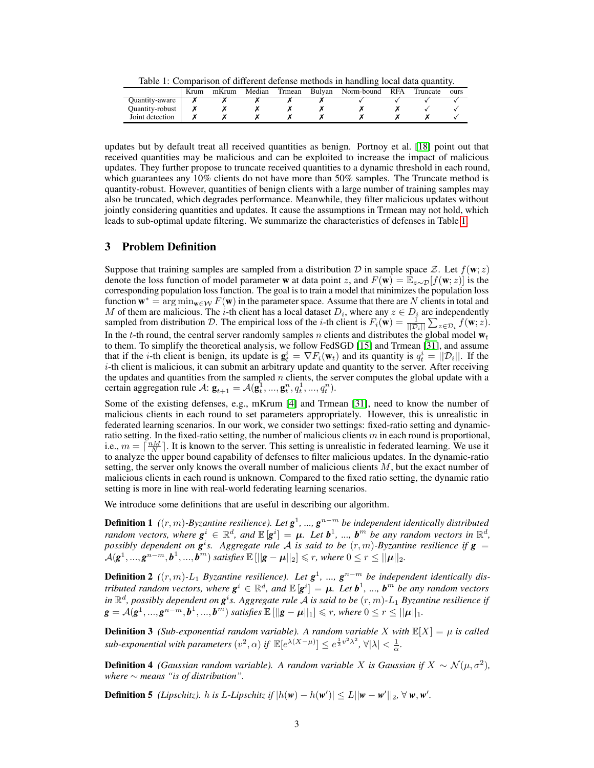Table 1: Comparison of different defense methods in handling local data quantity.

| | Krum | mKrum | Median | Trmean | Bulyan | Norm-bound | RFA | Truncate | ours |
|---|---|---|---|---|---|---|---|---|---|
| Quantity-aware | ✗ | ✗ | ✗ | ✗ | ✗ | ✓ | ✓ | ✓ | ✓ |
| Quantity-robust | ✗ | ✗ | ✗ | ✗ | ✗ | ✗ | ✗ | ✓ | ✓ |
| Joint detection | ✗ | ✗ | ✗ | ✗ | ✗ | ✗ | ✗ | ✗ | ✓ |

updates but by default treat all received quantities as benign. Portnoy et al. [18] point out that received quantities may be malicious and can be exploited to increase the impact of malicious updates. They further propose to truncate received quantities to a dynamic threshold in each round, which guarantees any 10% clients do not have more than 50% samples. The Truncate method is quantity-robust. However, quantities of benign clients with a large number of training samples may also be truncated, which degrades performance. Meanwhile, they filter malicious updates without jointly considering quantities and updates. It cause the assumptions in Trmean may not hold, which leads to sub-optimal update filtering. We summarize the characteristics of defenses in Table 1.

## 3 Problem Definition

Suppose that training samples are sampled from a distribution $\mathcal{D}$ in sample space $\mathcal{Z}$. Let $f(\mathbf{w}; z)$ denote the loss function of model parameter $\mathbf{w}$ at data point $z$, and $F(\mathbf{w}) = \mathbb{E}_{z\sim\mathcal{D}}[f(\mathbf{w}; z)]$ is the corresponding population loss function. The goal is to train a model that minimizes the population loss function $\mathbf{w}^* = \arg\min_{\mathbf{w}\in\mathcal{W}} F(\mathbf{w})$ in the parameter space. Assume that there are $N$ clients in total and $M$ of them are malicious. The $i$-th client has a local dataset $D_i$, where any $z \in D_i$ are independently sampled from distribution $\mathcal{D}$. The empirical loss of the $i$-th client is $F_i(\mathbf{w}) = \frac{1}{||\mathcal{D}_i||}\sum_{z\in\mathcal{D}_i} f(\mathbf{w}; z)$. In the $t$-th round, the central server randomly samples $n$ clients and distributes the global model $\mathbf{w}_t$ to them. To simplify the theoretical analysis, we follow FedSGD [15] and Trmean [31], and assume that if the $i$-th client is benign, its update is $\mathbf{g}_t^i = \nabla F_i(\mathbf{w}_t)$ and its quantity is $q_t^i = ||\mathcal{D}_i||$. If the $i$-th client is malicious, it can submit an arbitrary update and quantity to the server. After receiving the updates and quantities from the sampled $n$ clients, the server computes the global update with a certain aggregation rule $\mathcal{A}$: $\mathbf{g}_{t+1} = \mathcal{A}(\mathbf{g}_t^1, ..., \mathbf{g}_t^n, q_t^1, ..., q_t^n)$.

Some of the existing defenses, e.g., mKrum [4] and Trmean [31], need to know the number of malicious clients in each round to set parameters appropriately. However, this is unrealistic in federated learning scenarios. In our work, we consider two settings: fixed-ratio setting and dynamic-ratio setting. In the fixed-ratio setting, the number of malicious clients $m$ in each round is proportional, i.e., $m = \lceil \frac{nM}{N} \rceil$. It is known to the server. This setting is unrealistic in federated learning. We use it to analyze the upper bound capability of defenses to filter malicious updates. In the dynamic-ratio setting, the server only knows the overall number of malicious clients $M$, but the exact number of malicious clients in each round is unknown. Compared to the fixed ratio setting, the dynamic ratio setting is more in line with real-world federating learning scenarios.

We introduce some definitions that are useful in describing our algorithm.

**Definition 1** *($(r, m)$-Byzantine resilience). Let $\boldsymbol{g}^1$, ..., $\boldsymbol{g}^{n-m}$ be independent identically distributed random vectors, where $\boldsymbol{g}^i \in \mathbb{R}^d$, and $\mathbb{E}[\boldsymbol{g}^i] = \boldsymbol{\mu}$. Let $\boldsymbol{b}^1$, ..., $\boldsymbol{b}^m$ be any random vectors in $\mathbb{R}^d$, possibly dependent on $\boldsymbol{g}^i$s. Aggregate rule $\mathcal{A}$ is said to be $(r, m)$-Byzantine resilience if $\boldsymbol{g} = \mathcal{A}(\boldsymbol{g}^1, ..., \boldsymbol{g}^{n-m}, \boldsymbol{b}^1, ..., \boldsymbol{b}^m)$ satisfies $\mathbb{E}[||\boldsymbol{g} - \boldsymbol{\mu}||_2] \leqslant r$, where $0 \leq r \leq ||\boldsymbol{\mu}||_2$.*

**Definition 2** *($(r, m)$-$L_1$ Byzantine resilience). Let $\boldsymbol{g}^1$, ..., $\boldsymbol{g}^{n-m}$ be independent identically distributed random vectors, where $\boldsymbol{g}^i \in \mathbb{R}^d$, and $\mathbb{E}[\boldsymbol{g}^i] = \boldsymbol{\mu}$. Let $\boldsymbol{b}^1$, ..., $\boldsymbol{b}^m$ be any random vectors in $\mathbb{R}^d$, possibly dependent on $\boldsymbol{g}^i$s. Aggregate rule $\mathcal{A}$ is said to be $(r, m)$-$L_1$ Byzantine resilience if $\boldsymbol{g} = \mathcal{A}(\boldsymbol{g}^1, ..., \boldsymbol{g}^{n-m}, \boldsymbol{b}^1, ..., \boldsymbol{b}^m)$ satisfies $\mathbb{E}[||\boldsymbol{g} - \boldsymbol{\mu}||_1] \leqslant r$, where $0 \leq r \leq ||\boldsymbol{\mu}||_1$.*

**Definition 3** *(Sub-exponential random variable). A random variable $X$ with $\mathbb{E}[X] = \mu$ is called sub-exponential with parameters $(v^2, \alpha)$ if $\mathbb{E}[e^{\lambda(X-\mu)}] \leq e^{\frac{1}{2}v^2\lambda^2}$, $\forall |\lambda| < \frac{1}{\alpha}$.*

**Definition 4** *(Gaussian random variable). A random variable $X$ is Gaussian if $X \sim \mathcal{N}(\mu, \sigma^2)$, where $\sim$ means "is of distribution".*

**Definition 5** *(Lipschitz). $h$ is L-Lipschitz if $|h(\boldsymbol{w}) - h(\boldsymbol{w}')| \leq L||\boldsymbol{w} - \boldsymbol{w}'||_2$, $\forall$ $\boldsymbol{w}, \boldsymbol{w}'$.*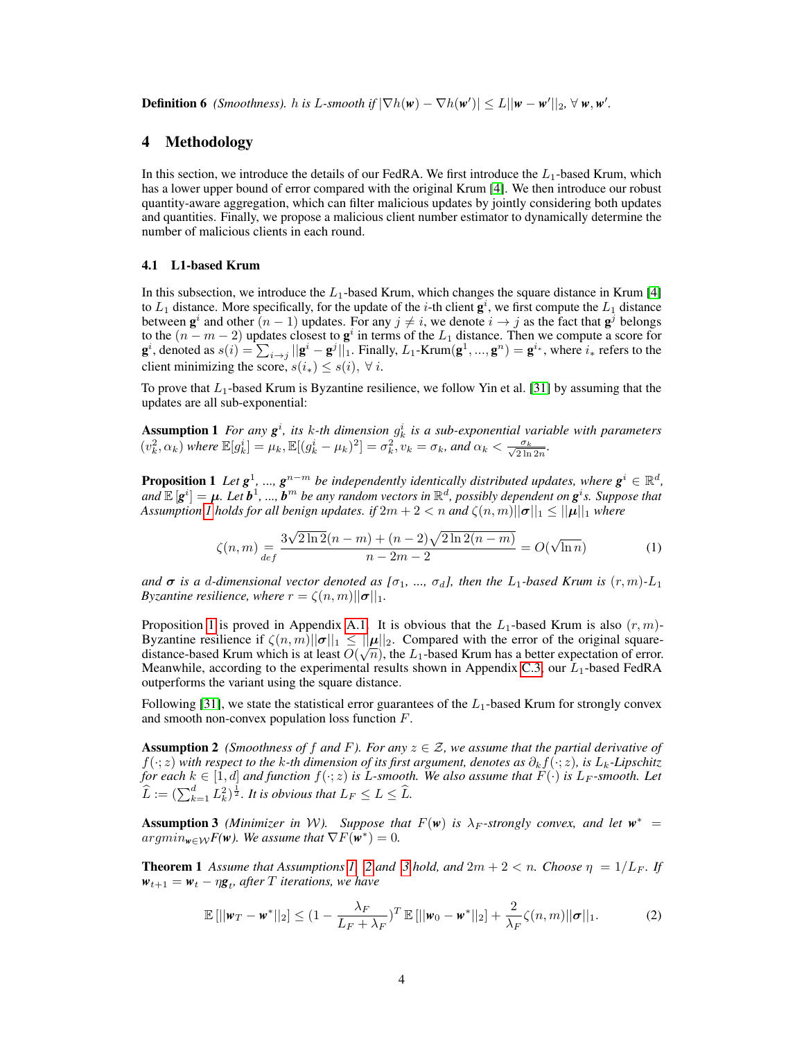**Definition 6** *(Smoothness). $h$ is $L$-smooth if $|\nabla h(\boldsymbol{w}) - \nabla h(\boldsymbol{w}')| \le L||\boldsymbol{w} - \boldsymbol{w}'||_2, \forall\, \boldsymbol{w}, \boldsymbol{w}'$.*

## 4 Methodology

In this section, we introduce the details of our FedRA. We first introduce the $L_1$-based Krum, which has a lower upper bound of error compared with the original Krum [4]. We then introduce our robust quantity-aware aggregation, which can filter malicious updates by jointly considering both updates and quantities. Finally, we propose a malicious client number estimator to dynamically determine the number of malicious clients in each round.

### 4.1 L1-based Krum

In this subsection, we introduce the $L_1$-based Krum, which changes the square distance in Krum [4] to $L_1$ distance. More specifically, for the update of the $i$-th client $\mathbf{g}^i$, we first compute the $L_1$ distance between $\mathbf{g}^i$ and other $(n-1)$ updates. For any $j \neq i$, we denote $i \to j$ as the fact that $\mathbf{g}^j$ belongs to the $(n-m-2)$ updates closest to $\mathbf{g}^i$ in terms of the $L_1$ distance. Then we compute a score for $\mathbf{g}^i$, denoted as $s(i) = \sum_{i \to j} ||\mathbf{g}^i - \mathbf{g}^j||_1$. Finally, $L_1$-Krum$(\mathbf{g}^1, ..., \mathbf{g}^n) = \mathbf{g}^{i_*}$, where $i_*$ refers to the client minimizing the score, $s(i_*) \le s(i),\ \forall\, i$.

To prove that $L_1$-based Krum is Byzantine resilience, we follow Yin et al. [31] by assuming that the updates are all sub-exponential:

**Assumption 1** *For any $\boldsymbol{g}^i$, its $k$-th dimension $g_k^i$ is a sub-exponential variable with parameters $(v_k^2, \alpha_k)$ where $\mathbb{E}[g_k^i] = \mu_k$, $\mathbb{E}[(g_k^i - \mu_k)^2] = \sigma_k^2$, $v_k = \sigma_k$, and $\alpha_k < \frac{\sigma_k}{\sqrt{2 \ln 2n}}$.*

**Proposition 1** *Let $\boldsymbol{g}^1$, ..., $\boldsymbol{g}^{n-m}$ be independently identically distributed updates, where $\boldsymbol{g}^i \in \mathbb{R}^d$, and $\mathbb{E}[\boldsymbol{g}^i] = \boldsymbol{\mu}$. Let $\boldsymbol{b}^1$, ..., $\boldsymbol{b}^m$ be any random vectors in $\mathbb{R}^d$, possibly dependent on $\boldsymbol{g}^i$s. Suppose that Assumption 1 holds for all benign updates. if $2m + 2 < n$ and $\zeta(n, m)||\boldsymbol{\sigma}||_1 \le ||\boldsymbol{\mu}||_1$ where*

$$\zeta(n, m) \underset{def}{=} \frac{3\sqrt{2 \ln 2}(n-m) + (n-2)\sqrt{2 \ln 2(n-m)}}{n - 2m - 2} = O(\sqrt{\ln n}) \tag{1}$$

*and $\boldsymbol{\sigma}$ is a $d$-dimensional vector denoted as $[\sigma_1, ..., \sigma_d]$, then the $L_1$-based Krum is $(r, m)$-$L_1$ Byzantine resilience, where $r = \zeta(n, m)||\boldsymbol{\sigma}||_1$.*

Proposition 1 is proved in Appendix A.1. It is obvious that the $L_1$-based Krum is also $(r, m)$-Byzantine resilience if $\zeta(n, m)||\boldsymbol{\sigma}||_1 \le ||\boldsymbol{\mu}||_2$. Compared with the error of the original square-distance-based Krum which is at least $O(\sqrt{n})$, the $L_1$-based Krum has a better expectation of error. Meanwhile, according to the experimental results shown in Appendix C.3, our $L_1$-based FedRA outperforms the variant using the square distance.

Following [31], we state the statistical error guarantees of the $L_1$-based Krum for strongly convex and smooth non-convex population loss function $F$.

**Assumption 2** *(Smoothness of $f$ and $F$). For any $z \in \mathcal{Z}$, we assume that the partial derivative of $f(\cdot; z)$ with respect to the $k$-th dimension of its first argument, denotes as $\partial_k f(\cdot; z)$, is $L_k$-Lipschitz for each $k \in [1, d]$ and function $f(\cdot; z)$ is $L$-smooth. We also assume that $F(\cdot)$ is $L_F$-smooth. Let $\widehat{L} := (\sum_{k=1}^d L_k^2)^{\frac{1}{2}}$. It is obvious that $L_F \le L \le \widehat{L}$.*

**Assumption 3** *(Minimizer in $\mathcal{W}$). Suppose that $F(\boldsymbol{w})$ is $\lambda_F$-strongly convex, and let $\boldsymbol{w}^* = argmin_{\boldsymbol{w} \in \mathcal{W}} F(\boldsymbol{w})$. We assume that $\nabla F(\boldsymbol{w}^*) = 0$.*

**Theorem 1** *Assume that Assumptions 1, 2 and 3 hold, and $2m + 2 < n$. Choose $\eta = 1/L_F$. If $\boldsymbol{w}_{t+1} = \boldsymbol{w}_t - \eta \boldsymbol{g}_t$, after $T$ iterations, we have*

$$\mathbb{E}\left[||\boldsymbol{w}_T - \boldsymbol{w}^*||_2\right] \le \left(1 - \frac{\lambda_F}{L_F + \lambda_F}\right)^T \mathbb{E}\left[||\boldsymbol{w}_0 - \boldsymbol{w}^*||_2\right] + \frac{2}{\lambda_F}\zeta(n, m)||\boldsymbol{\sigma}||_1. \tag{2}$$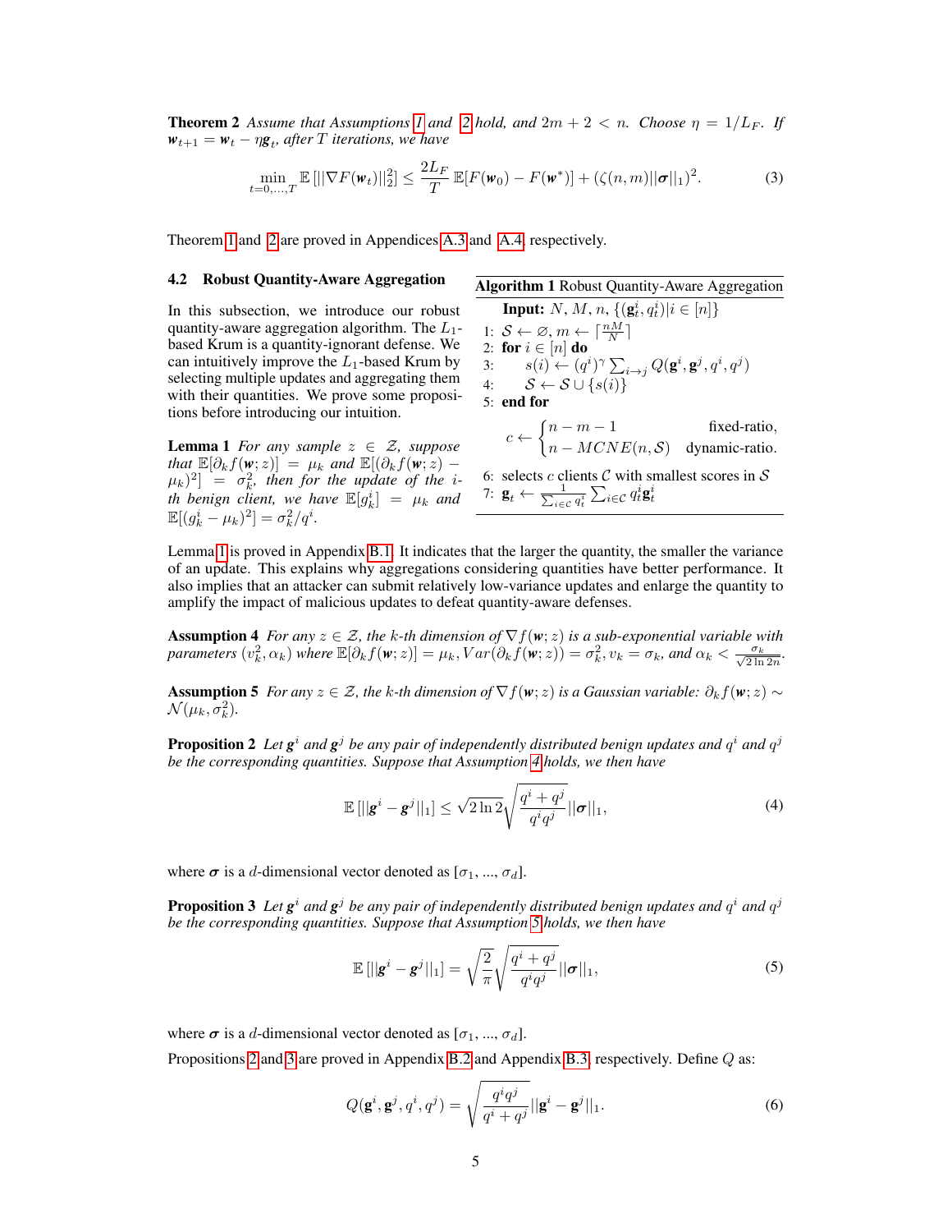**Theorem 2** *Assume that Assumptions 1 and 2 hold, and $2m + 2 < n$. Choose $\eta = 1/L_F$. If $\boldsymbol{w}_{t+1} = \boldsymbol{w}_t - \eta \boldsymbol{g}_t$, after $T$ iterations, we have*

$$\min_{t=0,\ldots,T} \mathbb{E}\left[||\nabla F(\boldsymbol{w}_t)||_2^2\right] \leq \frac{2L_F}{T} \mathbb{E}[F(\boldsymbol{w}_0) - F(\boldsymbol{w}^*)] + (\zeta(n,m)||\boldsymbol{\sigma}||_1)^2. \tag{3}$$

Theorem 1 and 2 are proved in Appendices A.3 and A.4, respectively.

### 4.2 Robust Quantity-Aware Aggregation

In this subsection, we introduce our robust quantity-aware aggregation algorithm. The $L_1$-based Krum is a quantity-ignorant defense. We can intuitively improve the $L_1$-based Krum by selecting multiple updates and aggregating them with their quantities. We prove some propositions before introducing our intuition.

**Algorithm 1** Robust Quantity-Aware Aggregation

**Input:** $N$, $M$, $n$, $\{(\mathbf{g}_t^i, q_t^i) | i \in [n]\}$

1: $\mathcal{S} \leftarrow \varnothing, m \leftarrow \lceil \frac{nM}{N} \rceil$
2: **for** $i \in [n]$ **do**
3: $\quad s(i) \leftarrow (q^i)^\gamma \sum_{i \to j} Q(\mathbf{g}^i, \mathbf{g}^j, q^i, q^j)$
4: $\quad \mathcal{S} \leftarrow \mathcal{S} \cup \{s(i)\}$
5: **end for**

$$c \leftarrow \begin{cases} n - m - 1 & \text{fixed-ratio,} \\ n - MCNE(n, \mathcal{S}) & \text{dynamic-ratio.} \end{cases}$$

6: selects $c$ clients $\mathcal{C}$ with smallest scores in $\mathcal{S}$
7: $\mathbf{g}_t \leftarrow \frac{1}{\sum_{i \in \mathcal{C}} q_t^i} \sum_{i \in \mathcal{C}} q_t^i \mathbf{g}_t^i$

**Lemma 1** *For any sample $z \in \mathcal{Z}$, suppose that $\mathbb{E}[\partial_k f(\boldsymbol{w}; z)] = \mu_k$ and $\mathbb{E}[(\partial_k f(\boldsymbol{w}; z) - \mu_k)^2] = \sigma_k^2$, then for the update of the $i$-th benign client, we have $\mathbb{E}[g_k^i] = \mu_k$ and $\mathbb{E}[(g_k^i - \mu_k)^2] = \sigma_k^2 / q^i$.*

Lemma 1 is proved in Appendix B.1. It indicates that the larger the quantity, the smaller the variance of an update. This explains why aggregations considering quantities have better performance. It also implies that an attacker can submit relatively low-variance updates and enlarge the quantity to amplify the impact of malicious updates to defeat quantity-aware defenses.

**Assumption 4** *For any $z \in \mathcal{Z}$, the $k$-th dimension of $\nabla f(\boldsymbol{w}; z)$ is a sub-exponential variable with parameters $(v_k^2, \alpha_k)$ where $\mathbb{E}[\partial_k f(\boldsymbol{w}; z)] = \mu_k$, $Var(\partial_k f(\boldsymbol{w}; z)) = \sigma_k^2$, $v_k = \sigma_k$, and $\alpha_k < \frac{\sigma_k}{\sqrt{2 \ln 2n}}$.*

**Assumption 5** *For any $z \in \mathcal{Z}$, the $k$-th dimension of $\nabla f(\boldsymbol{w}; z)$ is a Gaussian variable: $\partial_k f(\boldsymbol{w}; z) \sim \mathcal{N}(\mu_k, \sigma_k^2)$.*

**Proposition 2** *Let $\boldsymbol{g}^i$ and $\boldsymbol{g}^j$ be any pair of independently distributed benign updates and $q^i$ and $q^j$ be the corresponding quantities. Suppose that Assumption 4 holds, we then have*

$$\mathbb{E}\left[||\boldsymbol{g}^i - \boldsymbol{g}^j||_1\right] \leq \sqrt{2 \ln 2} \sqrt{\frac{q^i + q^j}{q^i q^j}} ||\boldsymbol{\sigma}||_1, \tag{4}$$

where $\boldsymbol{\sigma}$ is a $d$-dimensional vector denoted as $[\sigma_1, ..., \sigma_d]$.

**Proposition 3** *Let $\boldsymbol{g}^i$ and $\boldsymbol{g}^j$ be any pair of independently distributed benign updates and $q^i$ and $q^j$ be the corresponding quantities. Suppose that Assumption 5 holds, we then have*

$$\mathbb{E}\left[||\boldsymbol{g}^i - \boldsymbol{g}^j||_1\right] = \sqrt{\frac{2}{\pi}} \sqrt{\frac{q^i + q^j}{q^i q^j}} ||\boldsymbol{\sigma}||_1, \tag{5}$$

where $\boldsymbol{\sigma}$ is a $d$-dimensional vector denoted as $[\sigma_1, ..., \sigma_d]$.

Propositions 2 and 3 are proved in Appendix B.2 and Appendix B.3, respectively. Define $Q$ as:

$$Q(\mathbf{g}^i, \mathbf{g}^j, q^i, q^j) = \sqrt{\frac{q^i q^j}{q^i + q^j}} ||\mathbf{g}^i - \mathbf{g}^j||_1. \tag{6}$$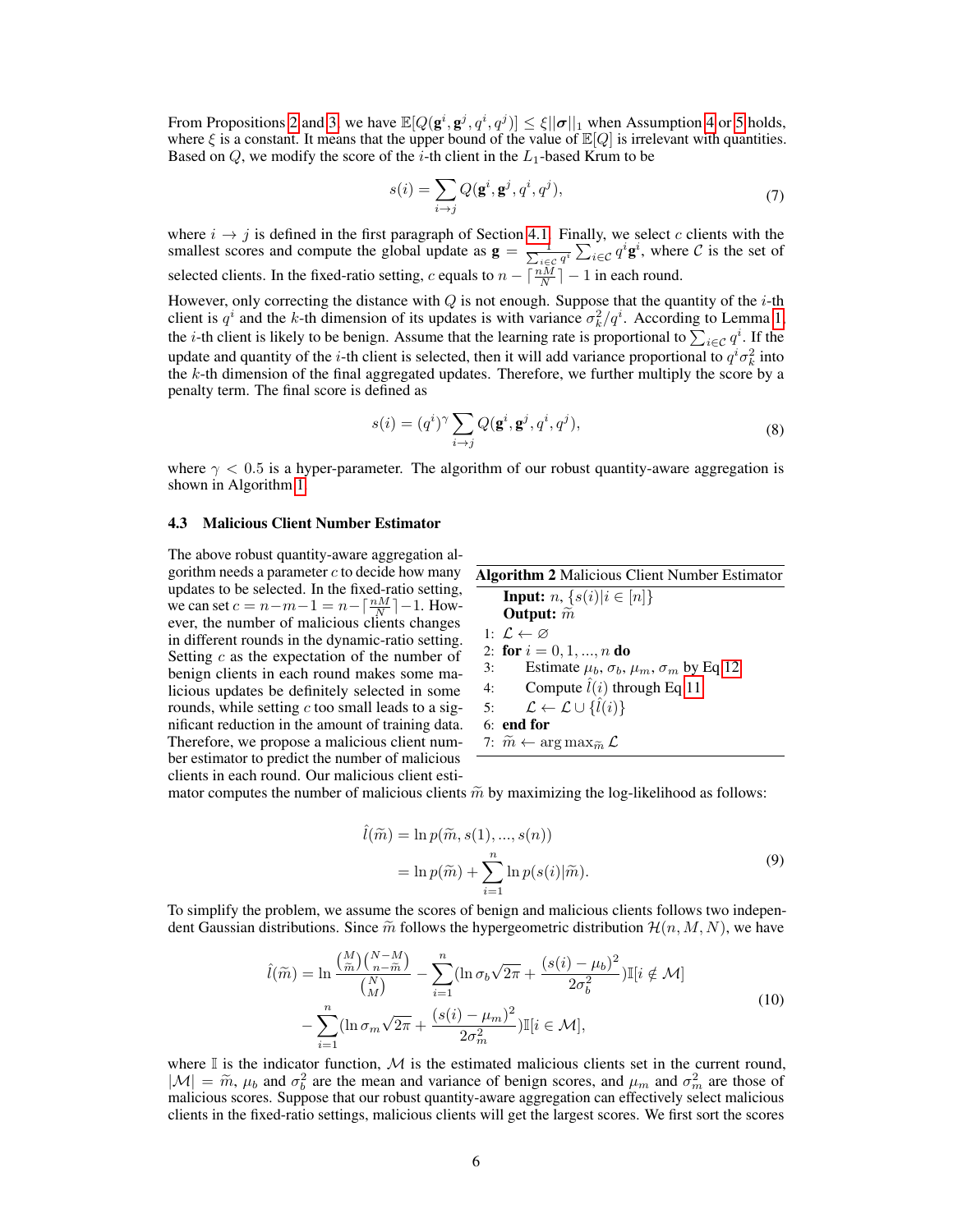From Propositions 2 and 3, we have $\mathbb{E}[Q(\mathbf{g}^i, \mathbf{g}^j, q^i, q^j)] \leq \xi ||\boldsymbol{\sigma}||_1$ when Assumption 4 or 5 holds, where $\xi$ is a constant. It means that the upper bound of the value of $\mathbb{E}[Q]$ is irrelevant with quantities. Based on $Q$, we modify the score of the $i$-th client in the $L_1$-based Krum to be

$$s(i) = \sum_{i \to j} Q(\mathbf{g}^i, \mathbf{g}^j, q^i, q^j), \tag{7}$$

where $i \to j$ is defined in the first paragraph of Section 4.1. Finally, we select $c$ clients with the smallest scores and compute the global update as $\mathbf{g} = \frac{1}{\sum_{i \in \mathcal{C}} q^i} \sum_{i \in \mathcal{C}} q^i \mathbf{g}^i$, where $\mathcal{C}$ is the set of selected clients. In the fixed-ratio setting, $c$ equals to $n - \lceil \frac{nM}{N} \rceil - 1$ in each round.

However, only correcting the distance with $Q$ is not enough. Suppose that the quantity of the $i$-th client is $q^i$ and the $k$-th dimension of its updates is with variance $\sigma_k^2 / q^i$. According to Lemma 1, the $i$-th client is likely to be benign. Assume that the learning rate is proportional to $\sum_{i \in \mathcal{C}} q^i$. If the update and quantity of the $i$-th client is selected, then it will add variance proportional to $q^i \sigma_k^2$ into the $k$-th dimension of the final aggregated updates. Therefore, we further multiply the score by a penalty term. The final score is defined as

$$s(i) = (q^i)^\gamma \sum_{i \to j} Q(\mathbf{g}^i, \mathbf{g}^j, q^i, q^j), \tag{8}$$

where $\gamma < 0.5$ is a hyper-parameter. The algorithm of our robust quantity-aware aggregation is shown in Algorithm 1.

### 4.3 Malicious Client Number Estimator

The above robust quantity-aware aggregation algorithm needs a parameter $c$ to decide how many updates to be selected. In the fixed-ratio setting, we can set $c = n - m - 1 = n - \lceil \frac{nM}{N} \rceil - 1$. However, the number of malicious clients changes in different rounds in the dynamic-ratio setting. Setting $c$ as the expectation of the number of benign clients in each round makes some malicious updates be definitely selected in some rounds, while setting $c$ too small leads to a significant reduction in the amount of training data. Therefore, we propose a malicious client number estimator to predict the number of malicious clients in each round. Our malicious client estimator computes the number of malicious clients $\widetilde{m}$ by maximizing the log-likelihood as follows:

**Algorithm 2** Malicious Client Number Estimator

```
Input: n, {s(i) | i ∈ [n]}
Output: m̃
1: L ← ∅
2: for i = 0, 1, ..., n do
3:     Estimate μ_b, σ_b, μ_m, σ_m by Eq 12
4:     Compute l̂(i) through Eq 11
5:     L ← L ∪ {l̂(i)}
6: end for
7: m̃ ← arg max_m̃ L
```

$$\begin{aligned} \hat{l}(\widetilde{m}) &= \ln p(\widetilde{m}, s(1), ..., s(n)) \\ &= \ln p(\widetilde{m}) + \sum_{i=1}^{n} \ln p(s(i)|\widetilde{m}). \end{aligned} \tag{9}$$

To simplify the problem, we assume the scores of benign and malicious clients follows two independent Gaussian distributions. Since $\widetilde{m}$ follows the hypergeometric distribution $\mathcal{H}(n, M, N)$, we have

$$\begin{aligned} \hat{l}(\widetilde{m}) = \ln \frac{\binom{M}{\widetilde{m}}\binom{N-M}{n-\widetilde{m}}}{\binom{N}{M}} &- \sum_{i=1}^{n} (\ln \sigma_b \sqrt{2\pi} + \frac{(s(i) - \mu_b)^2}{2\sigma_b^2}) \mathbb{I}[i \notin \mathcal{M}] \\ &- \sum_{i=1}^{n} (\ln \sigma_m \sqrt{2\pi} + \frac{(s(i) - \mu_m)^2}{2\sigma_m^2}) \mathbb{I}[i \in \mathcal{M}], \end{aligned} \tag{10}$$

where $\mathbb{I}$ is the indicator function, $\mathcal{M}$ is the estimated malicious clients set in the current round, $|\mathcal{M}| = \widetilde{m}$, $\mu_b$ and $\sigma_b^2$ are the mean and variance of benign scores, and $\mu_m$ and $\sigma_m^2$ are those of malicious scores. Suppose that our robust quantity-aware aggregation can effectively select malicious clients in the fixed-ratio settings, malicious clients will get the largest scores. We first sort the scores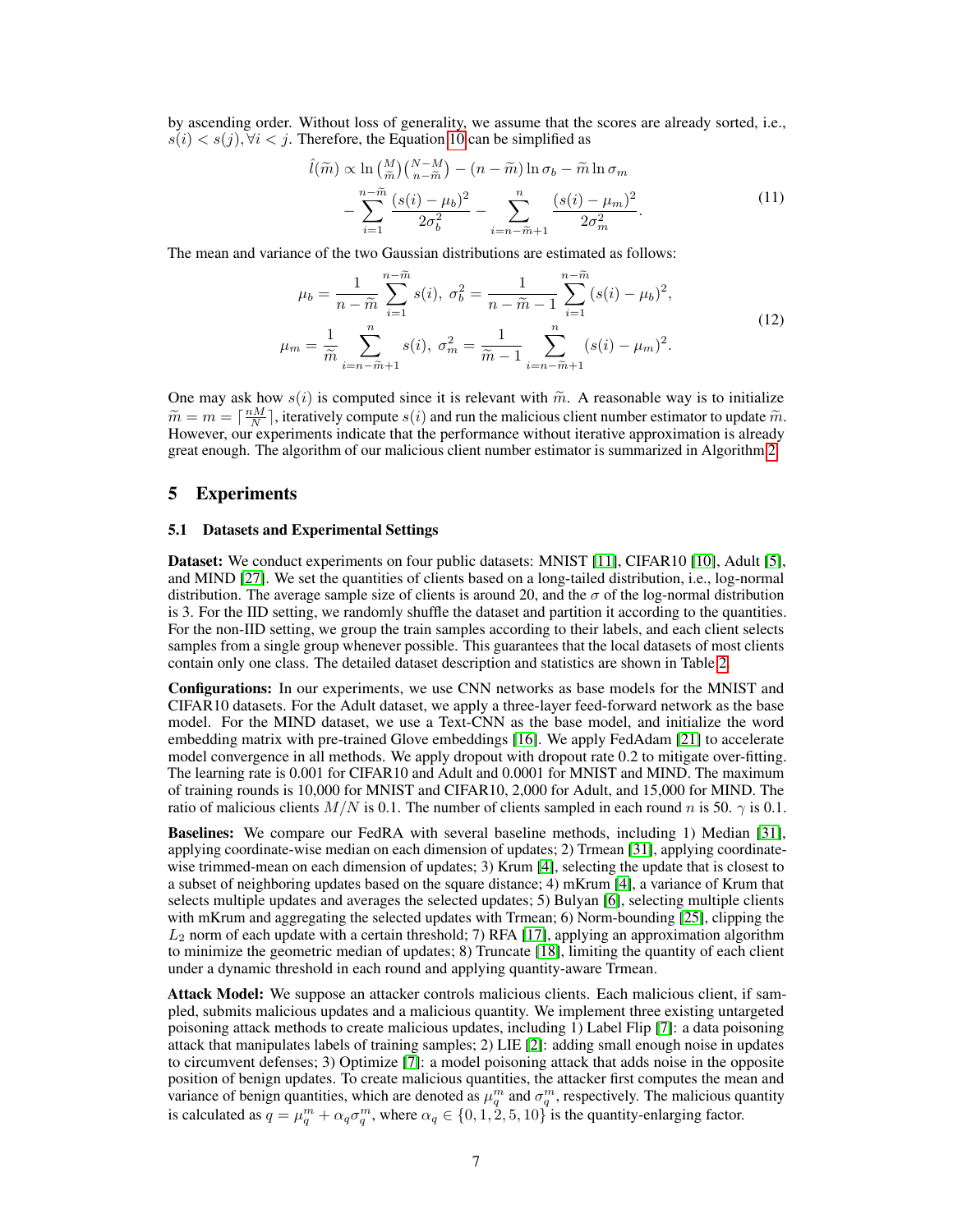by ascending order. Without loss of generality, we assume that the scores are already sorted, i.e., $s(i) < s(j), \forall i < j$. Therefore, the Equation 10 can be simplified as

$$
\begin{aligned}
\hat{l}(\widetilde{m}) \propto & \ln \binom{M}{\widetilde{m}}\binom{N-M}{n-\widetilde{m}} - (n-\widetilde{m}) \ln \sigma_b - \widetilde{m} \ln \sigma_m \\
& - \sum_{i=1}^{n-\widetilde{m}} \frac{(s(i)-\mu_b)^2}{2\sigma_b^2} - \sum_{i=n-\widetilde{m}+1}^{n} \frac{(s(i)-\mu_m)^2}{2\sigma_m^2}.
\end{aligned} \tag{11}
$$

The mean and variance of the two Gaussian distributions are estimated as follows:

$$
\begin{aligned}
\mu_b &= \frac{1}{n-\widetilde{m}} \sum_{i=1}^{n-\widetilde{m}} s(i),\ \sigma_b^2 = \frac{1}{n-\widetilde{m}-1} \sum_{i=1}^{n-\widetilde{m}} (s(i)-\mu_b)^2, \\
\mu_m &= \frac{1}{\widetilde{m}} \sum_{i=n-\widetilde{m}+1}^{n} s(i),\ \sigma_m^2 = \frac{1}{\widetilde{m}-1} \sum_{i=n-\widetilde{m}+1}^{n} (s(i)-\mu_m)^2.
\end{aligned} \tag{12}
$$

One may ask how $s(i)$ is computed since it is relevant with $\widetilde{m}$. A reasonable way is to initialize $\widetilde{m} = m = \lceil \frac{nM}{N} \rceil$, iteratively compute $s(i)$ and run the malicious client number estimator to update $\widetilde{m}$. However, our experiments indicate that the performance without iterative approximation is already great enough. The algorithm of our malicious client number estimator is summarized in Algorithm 2.

## 5 Experiments

### 5.1 Datasets and Experimental Settings

**Dataset:** We conduct experiments on four public datasets: MNIST [11], CIFAR10 [10], Adult [5], and MIND [27]. We set the quantities of clients based on a long-tailed distribution, i.e., log-normal distribution. The average sample size of clients is around 20, and the $\sigma$ of the log-normal distribution is 3. For the IID setting, we randomly shuffle the dataset and partition it according to the quantities. For the non-IID setting, we group the train samples according to their labels, and each client selects samples from a single group whenever possible. This guarantees that the local datasets of most clients contain only one class. The detailed dataset description and statistics are shown in Table 2.

**Configurations:** In our experiments, we use CNN networks as base models for the MNIST and CIFAR10 datasets. For the Adult dataset, we apply a three-layer feed-forward network as the base model. For the MIND dataset, we use a Text-CNN as the base model, and initialize the word embedding matrix with pre-trained Glove embeddings [16]. We apply FedAdam [21] to accelerate model convergence in all methods. We apply dropout with dropout rate 0.2 to mitigate over-fitting. The learning rate is 0.001 for CIFAR10 and Adult and 0.0001 for MNIST and MIND. The maximum of training rounds is 10,000 for MNIST and CIFAR10, 2,000 for Adult, and 15,000 for MIND. The ratio of malicious clients $M/N$ is 0.1. The number of clients sampled in each round $n$ is 50. $\gamma$ is 0.1.

**Baselines:** We compare our FedRA with several baseline methods, including 1) Median [31], applying coordinate-wise median on each dimension of updates; 2) Trmean [31], applying coordinate-wise trimmed-mean on each dimension of updates; 3) Krum [4], selecting the update that is closest to a subset of neighboring updates based on the square distance; 4) mKrum [4], a variance of Krum that selects multiple updates and averages the selected updates; 5) Bulyan [6], selecting multiple clients with mKrum and aggregating the selected updates with Trmean; 6) Norm-bounding [25], clipping the $L_2$ norm of each update with a certain threshold; 7) RFA [17], applying an approximation algorithm to minimize the geometric median of updates; 8) Truncate [18], limiting the quantity of each client under a dynamic threshold in each round and applying quantity-aware Trmean.

**Attack Model:** We suppose an attacker controls malicious clients. Each malicious client, if sampled, submits malicious updates and a malicious quantity. We implement three existing untargeted poisoning attack methods to create malicious updates, including 1) Label Flip [7]: a data poisoning attack that manipulates labels of training samples; 2) LIE [2]: adding small enough noise in updates to circumvent defenses; 3) Optimize [7]: a model poisoning attack that adds noise in the opposite position of benign updates. To create malicious quantities, the attacker first computes the mean and variance of benign quantities, which are denoted as $\mu_q^m$ and $\sigma_q^m$, respectively. The malicious quantity is calculated as $q = \mu_q^m + \alpha_q \sigma_q^m$, where $\alpha_q \in \{0, 1, 2, 5, 10\}$ is the quantity-enlarging factor.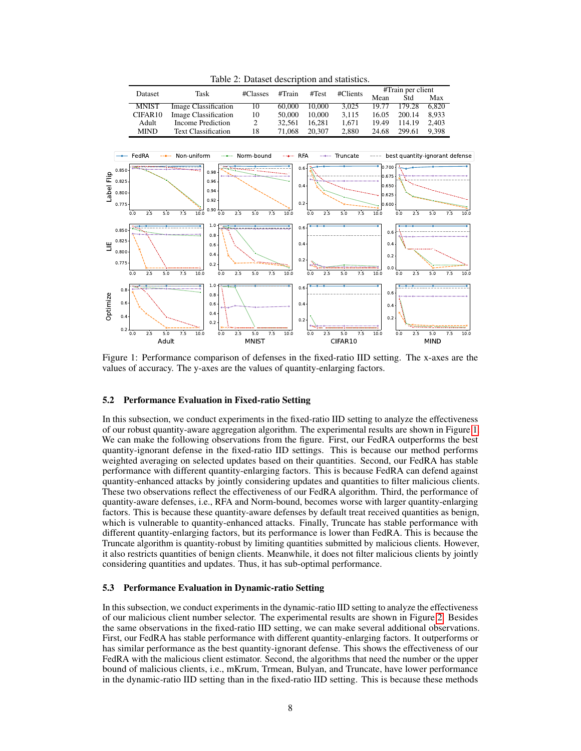Table 2: Dataset description and statistics.

| Dataset | Task | #Classes | #Train | #Test | #Clients | #Train per client | | |
|---|---|---|---|---|---|---|---|---|
| | | | | | | Mean | Std | Max |
| MNIST | Image Classification | 10 | 60,000 | 10,000 | 3,025 | 19.77 | 179.28 | 6,820 |
| CIFAR10 | Image Classification | 10 | 50,000 | 10,000 | 3,115 | 16.05 | 200.14 | 8,933 |
| Adult | Income Prediction | 2 | 32,561 | 16,281 | 1,671 | 19.49 | 114.19 | 2,403 |
| MIND | Text Classification | 18 | 71,068 | 20,307 | 2,880 | 24.68 | 299.61 | 9,398 |

Figure 1: Performance comparison of defenses in the fixed-ratio IID setting. The x-axes are the values of accuracy. The y-axes are the values of quantity-enlarging factors.

### 5.2 Performance Evaluation in Fixed-ratio Setting

In this subsection, we conduct experiments in the fixed-ratio IID setting to analyze the effectiveness of our robust quantity-aware aggregation algorithm. The experimental results are shown in Figure 1. We can make the following observations from the figure. First, our FedRA outperforms the best quantity-ignorant defense in the fixed-ratio IID settings. This is because our method performs weighted averaging on selected updates based on their quantities. Second, our FedRA has stable performance with different quantity-enlarging factors. This is because FedRA can defend against quantity-enhanced attacks by jointly considering updates and quantities to filter malicious clients. These two observations reflect the effectiveness of our FedRA algorithm. Third, the performance of quantity-aware defenses, i.e., RFA and Norm-bound, becomes worse with larger quantity-enlarging factors. This is because these quantity-aware defenses by default treat received quantities as benign, which is vulnerable to quantity-enhanced attacks. Finally, Truncate has stable performance with different quantity-enlarging factors, but its performance is lower than FedRA. This is because the Truncate algorithm is quantity-robust by limiting quantities submitted by malicious clients. However, it also restricts quantities of benign clients. Meanwhile, it does not filter malicious clients by jointly considering quantities and updates. Thus, it has sub-optimal performance.

### 5.3 Performance Evaluation in Dynamic-ratio Setting

In this subsection, we conduct experiments in the dynamic-ratio IID setting to analyze the effectiveness of our malicious client number selector. The experimental results are shown in Figure 2. Besides the same observations in the fixed-ratio IID setting, we can make several additional observations. First, our FedRA has stable performance with different quantity-enlarging factors. It outperforms or has similar performance as the best quantity-ignorant defense. This shows the effectiveness of our FedRA with the malicious client estimator. Second, the algorithms that need the number or the upper bound of malicious clients, i.e., mKrum, Trmean, Bulyan, and Truncate, have lower performance in the dynamic-ratio IID setting than in the fixed-ratio IID setting. This is because these methods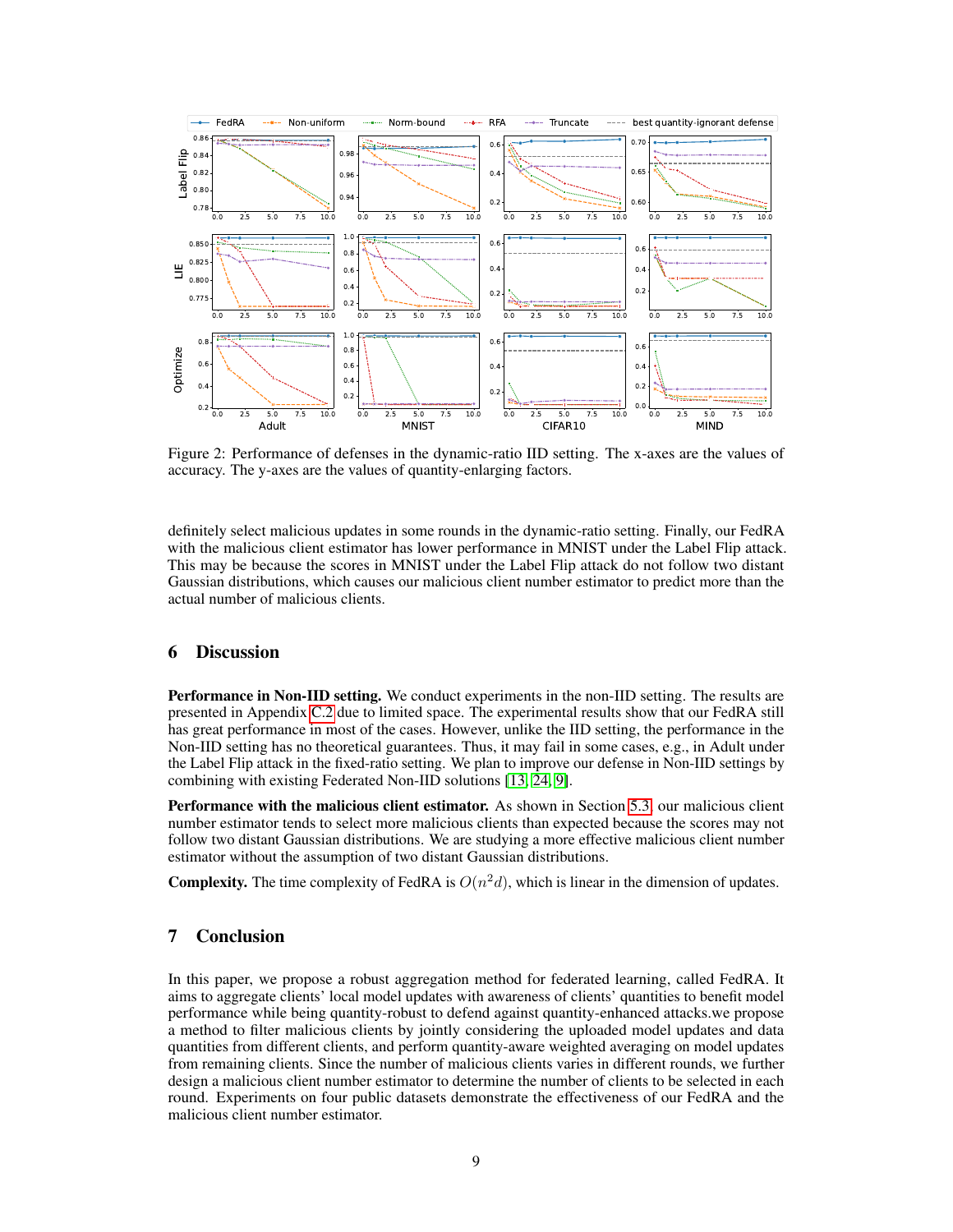Figure 2: Performance of defenses in the dynamic-ratio IID setting. The x-axes are the values of accuracy. The y-axes are the values of quantity-enlarging factors.

definitely select malicious updates in some rounds in the dynamic-ratio setting. Finally, our FedRA with the malicious client estimator has lower performance in MNIST under the Label Flip attack. This may be because the scores in MNIST under the Label Flip attack do not follow two distant Gaussian distributions, which causes our malicious client number estimator to predict more than the actual number of malicious clients.

## 6 Discussion

**Performance in Non-IID setting.** We conduct experiments in the non-IID setting. The results are presented in Appendix C.2 due to limited space. The experimental results show that our FedRA still has great performance in most of the cases. However, unlike the IID setting, the performance in the Non-IID setting has no theoretical guarantees. Thus, it may fail in some cases, e.g., in Adult under the Label Flip attack in the fixed-ratio setting. We plan to improve our defense in Non-IID settings by combining with existing Federated Non-IID solutions [13, 24, 9].

**Performance with the malicious client estimator.** As shown in Section 5.3, our malicious client number estimator tends to select more malicious clients than expected because the scores may not follow two distant Gaussian distributions. We are studying a more effective malicious client number estimator without the assumption of two distant Gaussian distributions.

**Complexity.** The time complexity of FedRA is $O(n^2d)$, which is linear in the dimension of updates.

## 7 Conclusion

In this paper, we propose a robust aggregation method for federated learning, called FedRA. It aims to aggregate clients' local model updates with awareness of clients' quantities to benefit model performance while being quantity-robust to defend against quantity-enhanced attacks.we propose a method to filter malicious clients by jointly considering the uploaded model updates and data quantities from different clients, and perform quantity-aware weighted averaging on model updates from remaining clients. Since the number of malicious clients varies in different rounds, we further design a malicious client number estimator to determine the number of clients to be selected in each round. Experiments on four public datasets demonstrate the effectiveness of our FedRA and the malicious client number estimator.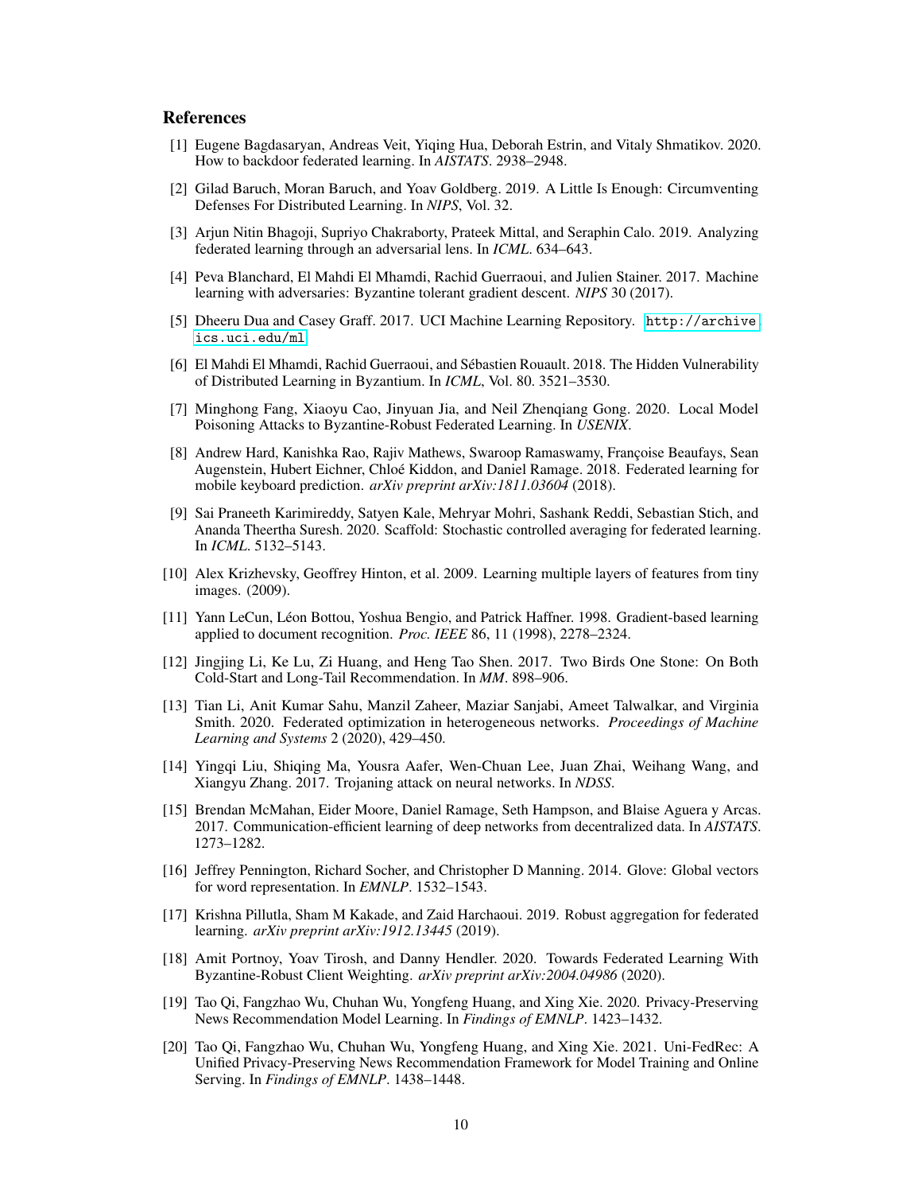## References

[1] Eugene Bagdasaryan, Andreas Veit, Yiqing Hua, Deborah Estrin, and Vitaly Shmatikov. 2020. How to backdoor federated learning. In *AISTATS*. 2938–2948.

[2] Gilad Baruch, Moran Baruch, and Yoav Goldberg. 2019. A Little Is Enough: Circumventing Defenses For Distributed Learning. In *NIPS*, Vol. 32.

[3] Arjun Nitin Bhagoji, Supriyo Chakraborty, Prateek Mittal, and Seraphin Calo. 2019. Analyzing federated learning through an adversarial lens. In *ICML*. 634–643.

[4] Peva Blanchard, El Mahdi El Mhamdi, Rachid Guerraoui, and Julien Stainer. 2017. Machine learning with adversaries: Byzantine tolerant gradient descent. *NIPS* 30 (2017).

[5] Dheeru Dua and Casey Graff. 2017. UCI Machine Learning Repository. `http://archive.ics.uci.edu/ml`

[6] El Mahdi El Mhamdi, Rachid Guerraoui, and Sébastien Rouault. 2018. The Hidden Vulnerability of Distributed Learning in Byzantium. In *ICML*, Vol. 80. 3521–3530.

[7] Minghong Fang, Xiaoyu Cao, Jinyuan Jia, and Neil Zhenqiang Gong. 2020. Local Model Poisoning Attacks to Byzantine-Robust Federated Learning. In *USENIX*.

[8] Andrew Hard, Kanishka Rao, Rajiv Mathews, Swaroop Ramaswamy, Françoise Beaufays, Sean Augenstein, Hubert Eichner, Chloé Kiddon, and Daniel Ramage. 2018. Federated learning for mobile keyboard prediction. *arXiv preprint arXiv:1811.03604* (2018).

[9] Sai Praneeth Karimireddy, Satyen Kale, Mehryar Mohri, Sashank Reddi, Sebastian Stich, and Ananda Theertha Suresh. 2020. Scaffold: Stochastic controlled averaging for federated learning. In *ICML*. 5132–5143.

[10] Alex Krizhevsky, Geoffrey Hinton, et al. 2009. Learning multiple layers of features from tiny images. (2009).

[11] Yann LeCun, Léon Bottou, Yoshua Bengio, and Patrick Haffner. 1998. Gradient-based learning applied to document recognition. *Proc. IEEE* 86, 11 (1998), 2278–2324.

[12] Jingjing Li, Ke Lu, Zi Huang, and Heng Tao Shen. 2017. Two Birds One Stone: On Both Cold-Start and Long-Tail Recommendation. In *MM*. 898–906.

[13] Tian Li, Anit Kumar Sahu, Manzil Zaheer, Maziar Sanjabi, Ameet Talwalkar, and Virginia Smith. 2020. Federated optimization in heterogeneous networks. *Proceedings of Machine Learning and Systems* 2 (2020), 429–450.

[14] Yingqi Liu, Shiqing Ma, Yousra Aafer, Wen-Chuan Lee, Juan Zhai, Weihang Wang, and Xiangyu Zhang. 2017. Trojaning attack on neural networks. In *NDSS*.

[15] Brendan McMahan, Eider Moore, Daniel Ramage, Seth Hampson, and Blaise Aguera y Arcas. 2017. Communication-efficient learning of deep networks from decentralized data. In *AISTATS*. 1273–1282.

[16] Jeffrey Pennington, Richard Socher, and Christopher D Manning. 2014. Glove: Global vectors for word representation. In *EMNLP*. 1532–1543.

[17] Krishna Pillutla, Sham M Kakade, and Zaid Harchaoui. 2019. Robust aggregation for federated learning. *arXiv preprint arXiv:1912.13445* (2019).

[18] Amit Portnoy, Yoav Tirosh, and Danny Hendler. 2020. Towards Federated Learning With Byzantine-Robust Client Weighting. *arXiv preprint arXiv:2004.04986* (2020).

[19] Tao Qi, Fangzhao Wu, Chuhan Wu, Yongfeng Huang, and Xing Xie. 2020. Privacy-Preserving News Recommendation Model Learning. In *Findings of EMNLP*. 1423–1432.

[20] Tao Qi, Fangzhao Wu, Chuhan Wu, Yongfeng Huang, and Xing Xie. 2021. Uni-FedRec: A Unified Privacy-Preserving News Recommendation Framework for Model Training and Online Serving. In *Findings of EMNLP*. 1438–1448.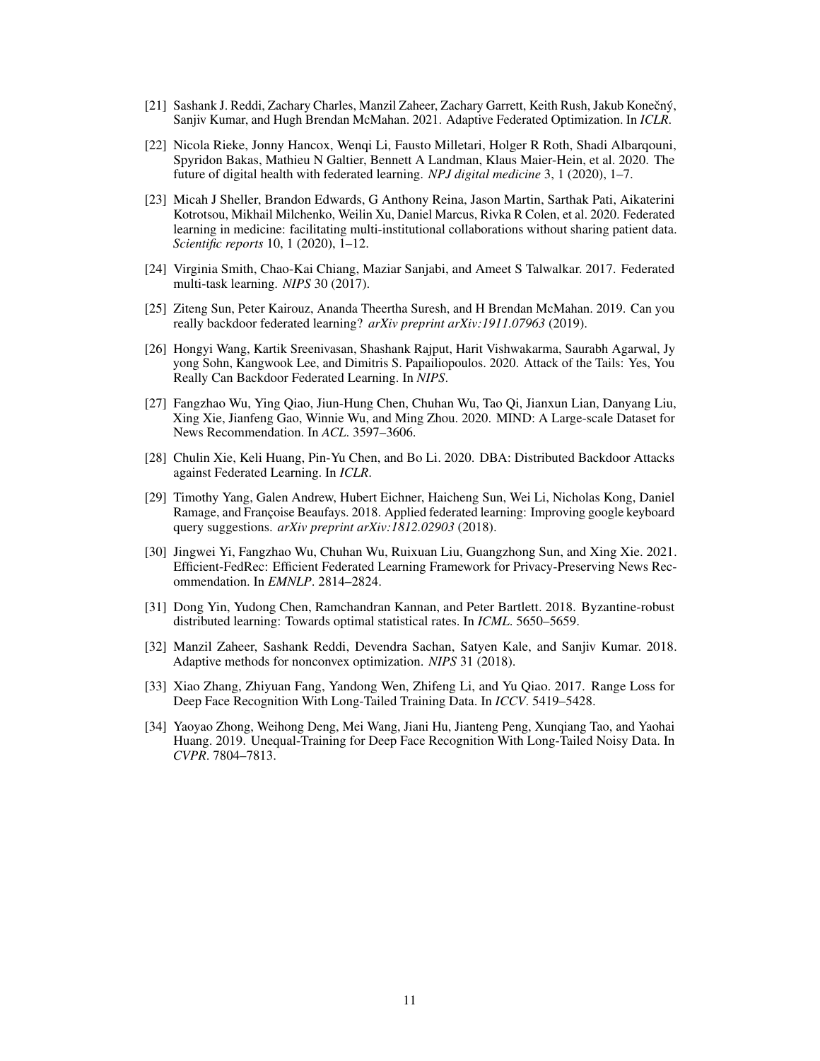[21] Sashank J. Reddi, Zachary Charles, Manzil Zaheer, Zachary Garrett, Keith Rush, Jakub Konečný, Sanjiv Kumar, and Hugh Brendan McMahan. 2021. Adaptive Federated Optimization. In *ICLR*.

[22] Nicola Rieke, Jonny Hancox, Wenqi Li, Fausto Milletari, Holger R Roth, Shadi Albarqouni, Spyridon Bakas, Mathieu N Galtier, Bennett A Landman, Klaus Maier-Hein, et al. 2020. The future of digital health with federated learning. *NPJ digital medicine* 3, 1 (2020), 1–7.

[23] Micah J Sheller, Brandon Edwards, G Anthony Reina, Jason Martin, Sarthak Pati, Aikaterini Kotrotsou, Mikhail Milchenko, Weilin Xu, Daniel Marcus, Rivka R Colen, et al. 2020. Federated learning in medicine: facilitating multi-institutional collaborations without sharing patient data. *Scientific reports* 10, 1 (2020), 1–12.

[24] Virginia Smith, Chao-Kai Chiang, Maziar Sanjabi, and Ameet S Talwalkar. 2017. Federated multi-task learning. *NIPS* 30 (2017).

[25] Ziteng Sun, Peter Kairouz, Ananda Theertha Suresh, and H Brendan McMahan. 2019. Can you really backdoor federated learning? *arXiv preprint arXiv:1911.07963* (2019).

[26] Hongyi Wang, Kartik Sreenivasan, Shashank Rajput, Harit Vishwakarma, Saurabh Agarwal, Jy yong Sohn, Kangwook Lee, and Dimitris S. Papailiopoulos. 2020. Attack of the Tails: Yes, You Really Can Backdoor Federated Learning. In *NIPS*.

[27] Fangzhao Wu, Ying Qiao, Jiun-Hung Chen, Chuhan Wu, Tao Qi, Jianxun Lian, Danyang Liu, Xing Xie, Jianfeng Gao, Winnie Wu, and Ming Zhou. 2020. MIND: A Large-scale Dataset for News Recommendation. In *ACL*. 3597–3606.

[28] Chulin Xie, Keli Huang, Pin-Yu Chen, and Bo Li. 2020. DBA: Distributed Backdoor Attacks against Federated Learning. In *ICLR*.

[29] Timothy Yang, Galen Andrew, Hubert Eichner, Haicheng Sun, Wei Li, Nicholas Kong, Daniel Ramage, and Françoise Beaufays. 2018. Applied federated learning: Improving google keyboard query suggestions. *arXiv preprint arXiv:1812.02903* (2018).

[30] Jingwei Yi, Fangzhao Wu, Chuhan Wu, Ruixuan Liu, Guangzhong Sun, and Xing Xie. 2021. Efficient-FedRec: Efficient Federated Learning Framework for Privacy-Preserving News Recommendation. In *EMNLP*. 2814–2824.

[31] Dong Yin, Yudong Chen, Ramchandran Kannan, and Peter Bartlett. 2018. Byzantine-robust distributed learning: Towards optimal statistical rates. In *ICML*. 5650–5659.

[32] Manzil Zaheer, Sashank Reddi, Devendra Sachan, Satyen Kale, and Sanjiv Kumar. 2018. Adaptive methods for nonconvex optimization. *NIPS* 31 (2018).

[33] Xiao Zhang, Zhiyuan Fang, Yandong Wen, Zhifeng Li, and Yu Qiao. 2017. Range Loss for Deep Face Recognition With Long-Tailed Training Data. In *ICCV*. 5419–5428.

[34] Yaoyao Zhong, Weihong Deng, Mei Wang, Jiani Hu, Jianteng Peng, Xunqiang Tao, and Yaohai Huang. 2019. Unequal-Training for Deep Face Recognition With Long-Tailed Noisy Data. In *CVPR*. 7804–7813.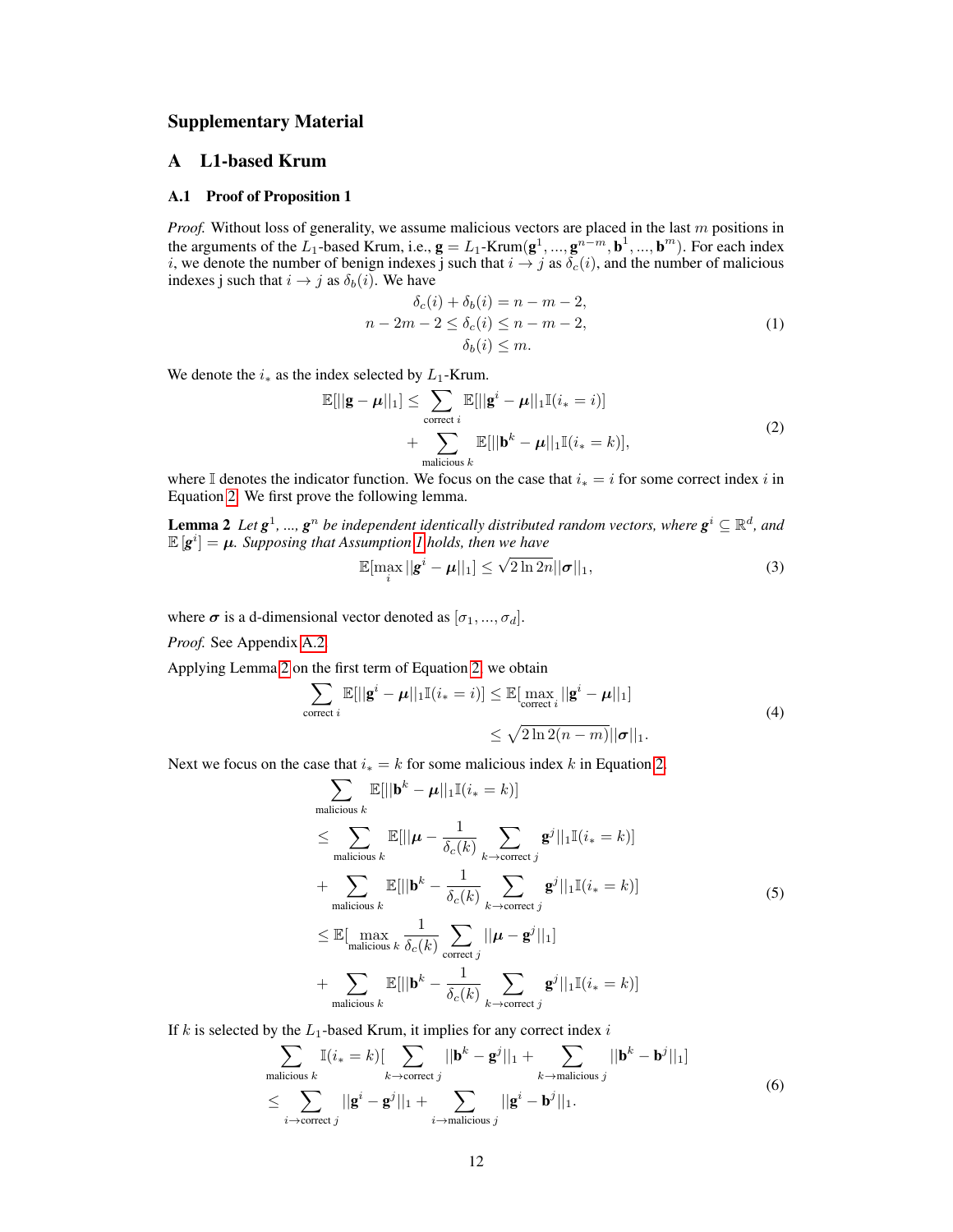## Supplementary Material

# A L1-based Krum

### A.1 Proof of Proposition 1

*Proof.* Without loss of generality, we assume malicious vectors are placed in the last $m$ positions in the arguments of the $L_1$-based Krum, i.e., $\mathbf{g} = L_1\text{-Krum}(\mathbf{g}^1, ..., \mathbf{g}^{n-m}, \mathbf{b}^1, ..., \mathbf{b}^m)$. For each index $i$, we denote the number of benign indexes j such that $i \to j$ as $\delta_c(i)$, and the number of malicious indexes j such that $i \to j$ as $\delta_b(i)$. We have

$$
\begin{aligned}
\delta_c(i) + \delta_b(i) &= n - m - 2, \\
n - 2m - 2 \leq \delta_c(i) &\leq n - m - 2, \\
\delta_b(i) &\leq m.
\end{aligned} \tag{1}
$$

We denote the $i_*$ as the index selected by $L_1$-Krum.

$$
\begin{aligned}
\mathbb{E}[||\mathbf{g} - \boldsymbol{\mu}||_1] \leq & \sum_{\text{correct } i} \mathbb{E}[||\mathbf{g}^i - \boldsymbol{\mu}||_1 \mathbb{I}(i_* = i)] \\
& + \sum_{\text{malicious } k} \mathbb{E}[||\mathbf{b}^k - \boldsymbol{\mu}||_1 \mathbb{I}(i_* = k)],
\end{aligned} \tag{2}
$$

where $\mathbb{I}$ denotes the indicator function. We focus on the case that $i_* = i$ for some correct index $i$ in Equation 2. We first prove the following lemma.

**Lemma 2** *Let $\mathbf{g}^1$, ..., $\mathbf{g}^n$ be independent identically distributed random vectors, where $\mathbf{g}^i \subseteq \mathbb{R}^d$, and $\mathbb{E}[\mathbf{g}^i] = \boldsymbol{\mu}$. Supposing that Assumption 1 holds, then we have*

$$
\mathbb{E}[\max_i ||\mathbf{g}^i - \boldsymbol{\mu}||_1] \leq \sqrt{2 \ln 2n} ||\boldsymbol{\sigma}||_1, \tag{3}
$$

where $\boldsymbol{\sigma}$ is a d-dimensional vector denoted as $[\sigma_1, ..., \sigma_d]$.

*Proof.* See Appendix A.2.

Applying Lemma 2 on the first term of Equation 2, we obtain

$$
\begin{aligned}
\sum_{\text{correct } i} \mathbb{E}[||\mathbf{g}^i - \boldsymbol{\mu}||_1 \mathbb{I}(i_* = i)] &\leq \mathbb{E}[\max_{\text{correct } i} ||\mathbf{g}^i - \boldsymbol{\mu}||_1] \\
&\leq \sqrt{2 \ln 2(n-m)} ||\boldsymbol{\sigma}||_1.
\end{aligned} \tag{4}
$$

Next we focus on the case that $i_* = k$ for some malicious index $k$ in Equation 2.

$$
\begin{aligned}
& \sum_{\text{malicious } k} \mathbb{E}[||\mathbf{b}^k - \boldsymbol{\mu}||_1 \mathbb{I}(i_* = k)] \\
\leq & \sum_{\text{malicious } k} \mathbb{E}[||\boldsymbol{\mu} - \frac{1}{\delta_c(k)} \sum_{k \to \text{correct } j} \mathbf{g}^j||_1 \mathbb{I}(i_* = k)] \\
+ & \sum_{\text{malicious } k} \mathbb{E}[||\mathbf{b}^k - \frac{1}{\delta_c(k)} \sum_{k \to \text{correct } j} \mathbf{g}^j||_1 \mathbb{I}(i_* = k)] \\
\leq & \mathbb{E}[\max_{\text{malicious } k} \frac{1}{\delta_c(k)} \sum_{\text{correct } j} ||\boldsymbol{\mu} - \mathbf{g}^j||_1] \\
+ & \sum_{\text{malicious } k} \mathbb{E}[||\mathbf{b}^k - \frac{1}{\delta_c(k)} \sum_{k \to \text{correct } j} \mathbf{g}^j||_1 \mathbb{I}(i_* = k)]
\end{aligned} \tag{5}
$$

If $k$ is selected by the $L_1$-based Krum, it implies for any correct index $i$

$$
\begin{aligned}
& \sum_{\text{malicious } k} \mathbb{I}(i_* = k) [\sum_{k \to \text{correct } j} ||\mathbf{b}^k - \mathbf{g}^j||_1 + \sum_{k \to \text{malicious } j} ||\mathbf{b}^k - \mathbf{b}^j||_1] \\
\leq & \sum_{i \to \text{correct } j} ||\mathbf{g}^i - \mathbf{g}^j||_1 + \sum_{i \to \text{malicious } j} ||\mathbf{g}^i - \mathbf{b}^j||_1.
\end{aligned} \tag{6}
$$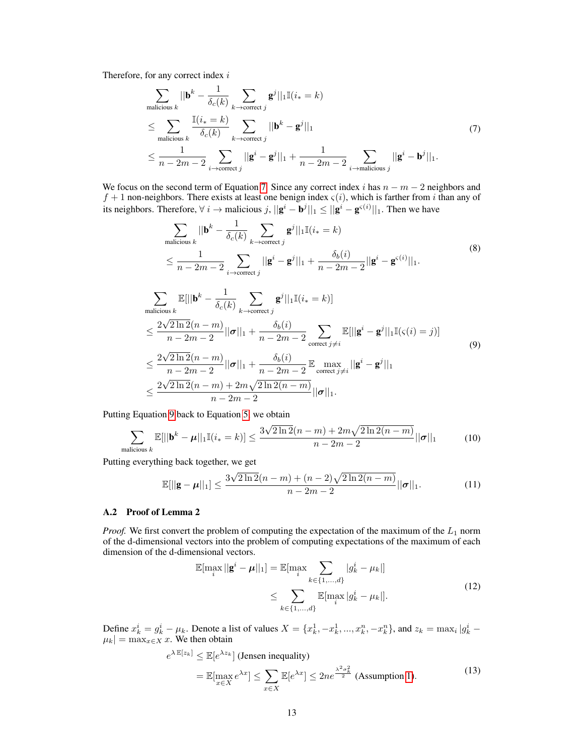Therefore, for any correct index $i$

$$
\begin{aligned}
&\sum_{\text{malicious } k} ||\mathbf{b}^k - \frac{1}{\delta_c(k)} \sum_{k \to \text{correct } j} \mathbf{g}^j||_1 \mathbb{I}(i_* = k) \\
&\leq \sum_{\text{malicious } k} \frac{\mathbb{I}(i_* = k)}{\delta_c(k)} \sum_{k \to \text{correct } j} ||\mathbf{b}^k - \mathbf{g}^j||_1 \\
&\leq \frac{1}{n - 2m - 2} \sum_{i \to \text{correct } j} ||\mathbf{g}^i - \mathbf{g}^j||_1 + \frac{1}{n - 2m - 2} \sum_{i \to \text{malicious } j} ||\mathbf{g}^i - \mathbf{b}^j||_1.
\end{aligned} \tag{7}
$$

We focus on the second term of Equation 7. Since any correct index $i$ has $n - m - 2$ neighbors and $f + 1$ non-neighbors. There exists at least one benign index $\varsigma(i)$, which is farther from $i$ than any of its neighbors. Therefore, $\forall\ i \to$ malicious $j$, $||\mathbf{g}^i - \mathbf{b}^j||_1 \leq ||\mathbf{g}^i - \mathbf{g}^{\varsigma(i)}||_1$. Then we have

$$
\begin{aligned}
&\sum_{\text{malicious } k} ||\mathbf{b}^k - \frac{1}{\delta_c(k)} \sum_{k \to \text{correct } j} \mathbf{g}^j||_1 \mathbb{I}(i_* = k) \\
&\leq \frac{1}{n - 2m - 2} \sum_{i \to \text{correct } j} ||\mathbf{g}^i - \mathbf{g}^j||_1 + \frac{\delta_b(i)}{n - 2m - 2} ||\mathbf{g}^i - \mathbf{g}^{\varsigma(i)}||_1.
\end{aligned} \tag{8}
$$

$$
\begin{aligned}
&\sum_{\text{malicious } k} \mathbb{E}[||\mathbf{b}^k - \frac{1}{\delta_c(k)} \sum_{k \to \text{correct } j} \mathbf{g}^j||_1 \mathbb{I}(i_* = k)] \\
&\leq \frac{2\sqrt{2 \ln 2}(n - m)}{n - 2m - 2} ||\boldsymbol{\sigma}||_1 + \frac{\delta_b(i)}{n - 2m - 2} \sum_{\text{correct } j \neq i} \mathbb{E}[||\mathbf{g}^i - \mathbf{g}^j||_1 \mathbb{I}(\varsigma(i) = j)] \\
&\leq \frac{2\sqrt{2 \ln 2}(n - m)}{n - 2m - 2} ||\boldsymbol{\sigma}||_1 + \frac{\delta_b(i)}{n - 2m - 2} \mathbb{E} \max_{\text{correct } j \neq i} ||\mathbf{g}^i - \mathbf{g}^j||_1 \\
&\leq \frac{2\sqrt{2 \ln 2}(n - m) + 2m\sqrt{2 \ln 2(n - m)}}{n - 2m - 2} ||\boldsymbol{\sigma}||_1.
\end{aligned} \tag{9}
$$

Putting Equation 9 back to Equation 5, we obtain

$$
\sum_{\text{malicious } k} \mathbb{E}[||\mathbf{b}^k - \boldsymbol{\mu}||_1 \mathbb{I}(i_* = k)] \leq \frac{3\sqrt{2 \ln 2}(n - m) + 2m\sqrt{2 \ln 2(n - m)}}{n - 2m - 2} ||\boldsymbol{\sigma}||_1 \tag{10}
$$

Putting everything back together, we get

$$
\mathbb{E}[||\mathbf{g} - \boldsymbol{\mu}||_1] \leq \frac{3\sqrt{2 \ln 2}(n - m) + (n - 2)\sqrt{2 \ln 2(n - m)}}{n - 2m - 2} ||\boldsymbol{\sigma}||_1. \tag{11}
$$

### A.2 Proof of Lemma 2

*Proof.* We first convert the problem of computing the expectation of the maximum of the $L_1$ norm of the d-dimensional vectors into the problem of computing expectations of the maximum of each dimension of the d-dimensional vectors.

$$
\begin{aligned}
\mathbb{E}[\max_i ||\mathbf{g}^i - \boldsymbol{\mu}||_1] &= \mathbb{E}[\max_i \sum_{k \in \{1, \ldots, d\}} |g_k^i - \mu_k|] \\
&\leq \sum_{k \in \{1, \ldots, d\}} \mathbb{E}[\max_i |g_k^i - \mu_k|].
\end{aligned} \tag{12}
$$

Define $x_k^i = g_k^i - \mu_k$. Denote a list of values $X = \{x_k^1, -x_k^1, ..., x_k^n, -x_k^n\}$, and $z_k = \max_i |g_k^i - \mu_k| = \max_{x \in X} x$. We then obtain

$$
\begin{aligned}
e^{\lambda \mathbb{E}[z_k]} &\leq \mathbb{E}[e^{\lambda z_k}] \text{ (Jensen inequality)} \\
&= \mathbb{E}[\max_{x \in X} e^{\lambda x}] \leq \sum_{x \in X} \mathbb{E}[e^{\lambda x}] \leq 2n e^{\frac{\lambda^2 \sigma_k^2}{2}} \text{ (Assumption 1).}
\end{aligned} \tag{13}
$$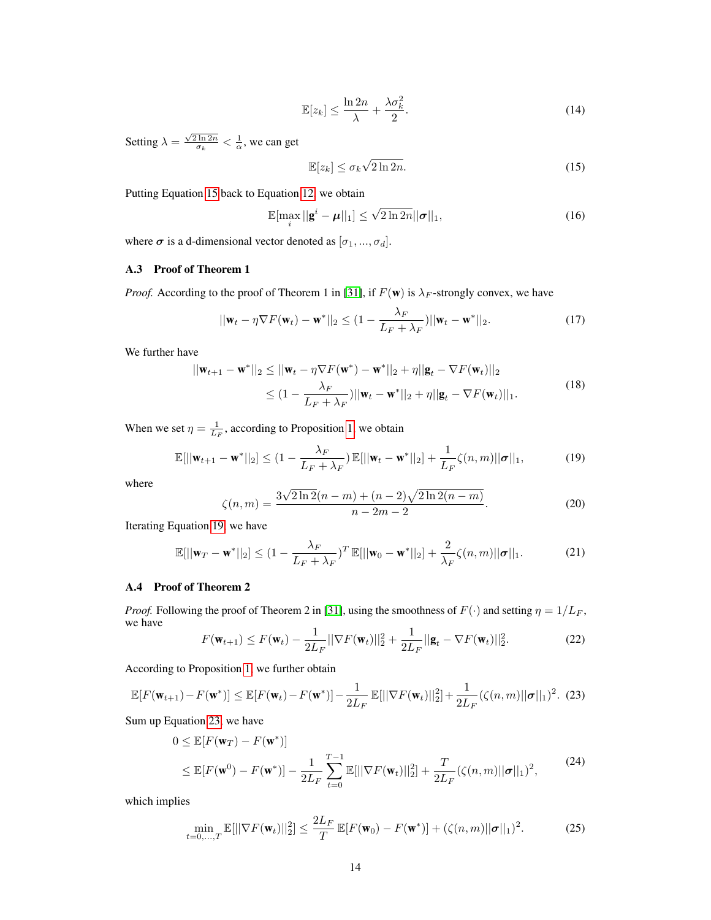$$\mathbb{E}[z_k] \leq \frac{\ln 2n}{\lambda} + \frac{\lambda \sigma_k^2}{2}. \tag{14}$$

Setting $\lambda = \frac{\sqrt{2 \ln 2n}}{\sigma_k} < \frac{1}{\alpha}$, we can get

$$\mathbb{E}[z_k] \leq \sigma_k \sqrt{2 \ln 2n}. \tag{15}$$

Putting Equation 15 back to Equation 12, we obtain

$$\mathbb{E}[\max_i ||\mathbf{g}^i - \boldsymbol{\mu}||_1] \leq \sqrt{2 \ln 2n} ||\boldsymbol{\sigma}||_1, \tag{16}$$

where $\boldsymbol{\sigma}$ is a d-dimensional vector denoted as $[\sigma_1, ..., \sigma_d]$.

### A.3 Proof of Theorem 1

*Proof.* According to the proof of Theorem 1 in [31], if $F(\mathbf{w})$ is $\lambda_F$-strongly convex, we have

$$||\mathbf{w}_t - \eta \nabla F(\mathbf{w}_t) - \mathbf{w}^*||_2 \leq (1 - \frac{\lambda_F}{L_F + \lambda_F}) ||\mathbf{w}_t - \mathbf{w}^*||_2. \tag{17}$$

We further have

$$\begin{aligned} ||\mathbf{w}_{t+1} - \mathbf{w}^*||_2 &\leq ||\mathbf{w}_t - \eta \nabla F(\mathbf{w}^*) - \mathbf{w}^*||_2 + \eta ||\mathbf{g}_t - \nabla F(\mathbf{w}_t)||_2 \\ &\leq (1 - \frac{\lambda_F}{L_F + \lambda_F}) ||\mathbf{w}_t - \mathbf{w}^*||_2 + \eta ||\mathbf{g}_t - \nabla F(\mathbf{w}_t)||_1. \end{aligned} \tag{18}$$

When we set $\eta = \frac{1}{L_F}$, according to Proposition 1, we obtain

$$\mathbb{E}[||\mathbf{w}_{t+1} - \mathbf{w}^*||_2] \leq (1 - \frac{\lambda_F}{L_F + \lambda_F}) \mathbb{E}[||\mathbf{w}_t - \mathbf{w}^*||_2] + \frac{1}{L_F} \zeta(n, m) ||\boldsymbol{\sigma}||_1, \tag{19}$$

where

$$\zeta(n, m) = \frac{3\sqrt{2 \ln 2}(n - m) + (n - 2)\sqrt{2 \ln 2(n - m)}}{n - 2m - 2}. \tag{20}$$

Iterating Equation 19, we have

$$\mathbb{E}[||\mathbf{w}_T - \mathbf{w}^*||_2] \leq (1 - \frac{\lambda_F}{L_F + \lambda_F})^T \mathbb{E}[||\mathbf{w}_0 - \mathbf{w}^*||_2] + \frac{2}{\lambda_F} \zeta(n, m) ||\boldsymbol{\sigma}||_1. \tag{21}$$

### A.4 Proof of Theorem 2

*Proof.* Following the proof of Theorem 2 in [31], using the smoothness of $F(\cdot)$ and setting $\eta = 1/L_F$, we have

$$F(\mathbf{w}_{t+1}) \leq F(\mathbf{w}_t) - \frac{1}{2L_F} ||\nabla F(\mathbf{w}_t)||_2^2 + \frac{1}{2L_F} ||\mathbf{g}_t - \nabla F(\mathbf{w}_t)||_2^2. \tag{22}$$

According to Proposition 1, we further obtain

$$\mathbb{E}[F(\mathbf{w}_{t+1}) - F(\mathbf{w}^*)] \leq \mathbb{E}[F(\mathbf{w}_t) - F(\mathbf{w}^*)] - \frac{1}{2L_F} \mathbb{E}[||\nabla F(\mathbf{w}_t)||_2^2] + \frac{1}{2L_F} (\zeta(n, m) ||\boldsymbol{\sigma}||_1)^2. \tag{23}$$

Sum up Equation 23, we have

$$\begin{aligned} 0 &\leq \mathbb{E}[F(\mathbf{w}_T) - F(\mathbf{w}^*)] \\ &\leq \mathbb{E}[F(\mathbf{w}^0) - F(\mathbf{w}^*)] - \frac{1}{2L_F} \sum_{t=0}^{T-1} \mathbb{E}[||\nabla F(\mathbf{w}_t)||_2^2] + \frac{T}{2L_F} (\zeta(n, m) ||\boldsymbol{\sigma}||_1)^2, \end{aligned} \tag{24}$$

which implies

$$\min_{t=0,...,T} \mathbb{E}[||\nabla F(\mathbf{w}_t)||_2^2] \leq \frac{2L_F}{T} \mathbb{E}[F(\mathbf{w}_0) - F(\mathbf{w}^*)] + (\zeta(n, m) ||\boldsymbol{\sigma}||_1)^2. \tag{25}$$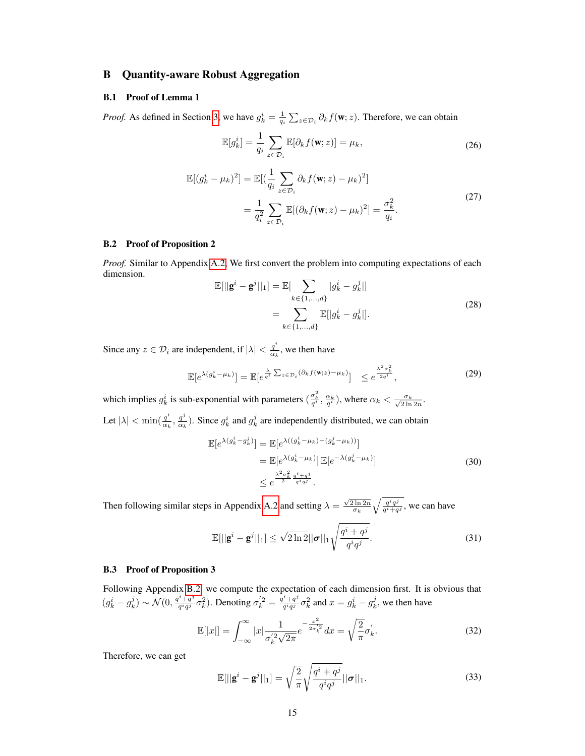# B Quantity-aware Robust Aggregation

## B.1 Proof of Lemma 1

*Proof.* As defined in Section 3, we have $g^i_k = \frac{1}{q_i}\sum_{z\in\mathcal{D}_i}\partial_k f(\mathbf{w};z)$. Therefore, we can obtain

$$\mathbb{E}[g^i_k] = \frac{1}{q_i}\sum_{z\in\mathcal{D}_i}\mathbb{E}[\partial_k f(\mathbf{w};z)] = \mu_k, \tag{26}$$

$$\begin{aligned}\mathbb{E}[(g^i_k-\mu_k)^2] &= \mathbb{E}[(\frac{1}{q_i}\sum_{z\in\mathcal{D}_i}\partial_k f(\mathbf{w};z)-\mu_k)^2] \\ &= \frac{1}{q_i^2}\sum_{z\in\mathcal{D}_i}\mathbb{E}[(\partial_k f(\mathbf{w};z)-\mu_k)^2] = \frac{\sigma_k^2}{q_i}.\end{aligned} \tag{27}$$

## B.2 Proof of Proposition 2

*Proof.* Similar to Appendix A.2. We first convert the problem into computing expectations of each dimension.

$$\begin{aligned}\mathbb{E}[||\mathbf{g}^i-\mathbf{g}^j||_1] &= \mathbb{E}[\sum_{k\in\{1,\dots,d\}}|g^i_k-g^j_k|] \\ &= \sum_{k\in\{1,\dots,d\}}\mathbb{E}[|g^i_k-g^j_k|].\end{aligned} \tag{28}$$

Since any $z\in\mathcal{D}_i$ are independent, if $|\lambda|<\frac{q^i}{\alpha_k}$, we then have

$$\mathbb{E}[e^{\lambda(g^i_k-\mu_k)}] = \mathbb{E}[e^{\frac{\lambda}{q^i}\sum_{z\in\mathcal{D}_i}(\partial_k f(\mathbf{w};z)-\mu_k)}] \quad \le e^{\frac{\lambda^2\sigma_k^2}{2q^i}}, \tag{29}$$

which implies $g^i_k$ is sub-exponential with parameters $(\frac{\sigma_k^2}{q^i},\frac{\alpha_k}{q^i})$, where $\alpha_k<\frac{\sigma_k}{\sqrt{2\ln 2n}}$.

Let $|\lambda|<\min(\frac{q^i}{\alpha_k},\frac{q^j}{\alpha_k})$. Since $g^i_k$ and $g^j_k$ are independently distributed, we can obtain

$$\begin{aligned}\mathbb{E}[e^{\lambda(g^i_k-g^j_k)}] &= \mathbb{E}[e^{\lambda((g^i_k-\mu_k)-(g^j_k-\mu_k))}] \\ &= \mathbb{E}[e^{\lambda(g^i_k-\mu_k)}]\,\mathbb{E}[e^{-\lambda(g^j_k-\mu_k)}] \\ &\le e^{\frac{\lambda^2\sigma_k^2}{2}\frac{q^i+q^j}{q^iq^j}}.\end{aligned} \tag{30}$$

Then following similar steps in Appendix A.2 and setting $\lambda=\frac{\sqrt{2\ln 2n}}{\sigma_k}\sqrt{\frac{q^iq^j}{q^i+q^j}}$, we can have

$$\mathbb{E}[||\mathbf{g}^i-\mathbf{g}^j||_1] \le \sqrt{2\ln 2}||\boldsymbol{\sigma}||_1\sqrt{\frac{q^i+q^j}{q^iq^j}}. \tag{31}$$

## B.3 Proof of Proposition 3

Following Appendix B.2, we compute the expectation of each dimension first. It is obvious that $(g^i_k-g^j_k)\sim\mathcal{N}(0,\frac{q^i+q^j}{q^iq^j}\sigma_k^2)$. Denoting $\sigma_k^{'2}=\frac{q^i+q^j}{q^iq^j}\sigma_k^2$ and $x=g^i_k-g^j_k$, we then have

$$\mathbb{E}[|x|] = \int_{-\infty}^{\infty}|x|\frac{1}{\sigma_k^{'2}\sqrt{2\pi}}e^{-\frac{x^2}{2\sigma_k^{'2}}}dx = \sqrt{\frac{2}{\pi}}\sigma_k^{'}. \tag{32}$$

Therefore, we can get

$$\mathbb{E}[||\mathbf{g}^i-\mathbf{g}^j||_1] = \sqrt{\frac{2}{\pi}}\sqrt{\frac{q^i+q^j}{q^iq^j}}||\boldsymbol{\sigma}||_1. \tag{33}$$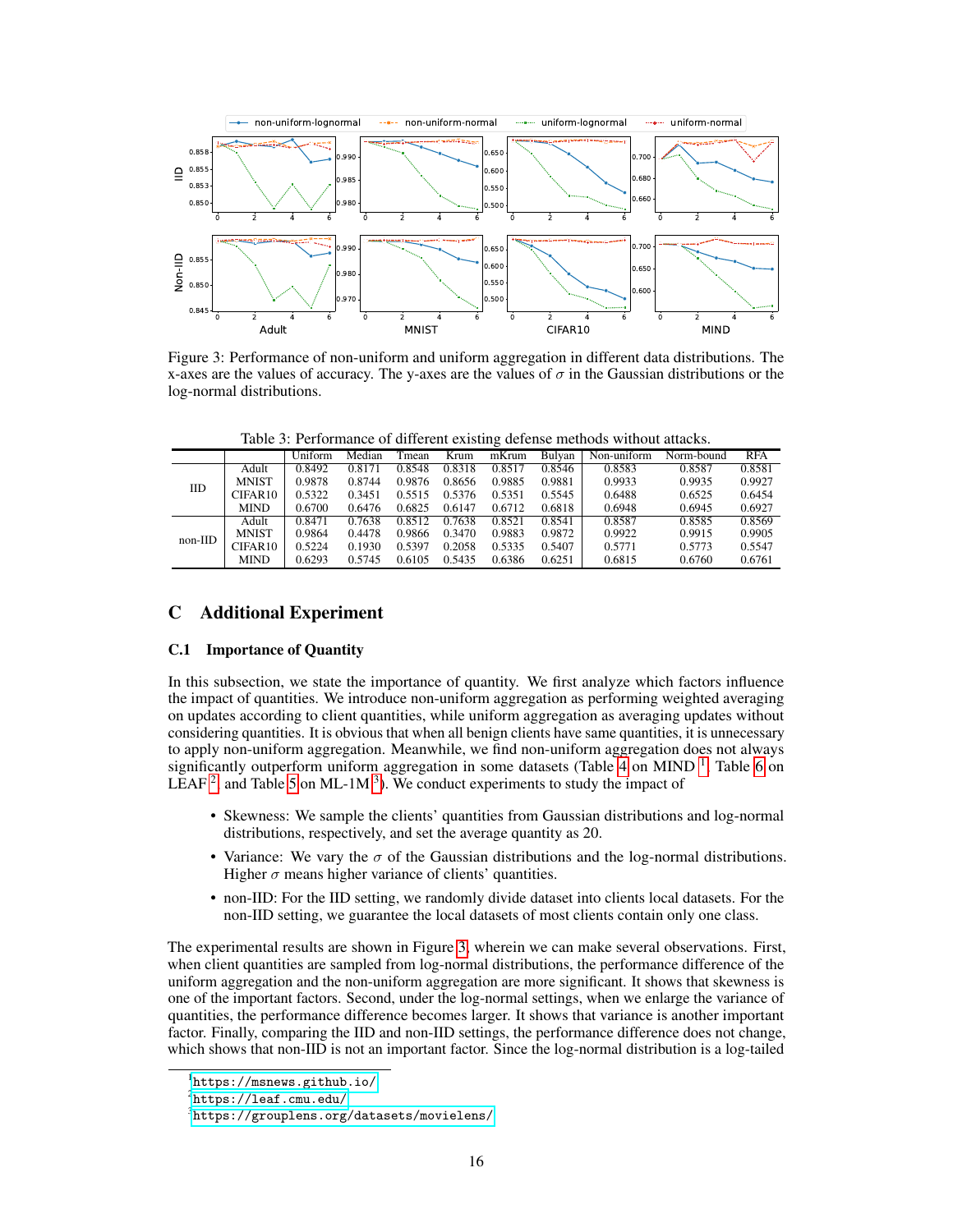Figure 3: Performance of non-uniform and uniform aggregation in different data distributions. The x-axes are the values of accuracy. The y-axes are the values of $\sigma$ in the Gaussian distributions or the log-normal distributions.

Table 3: Performance of different existing defense methods without attacks.

| | | Uniform | Median | Tmean | Krum | mKrum | Bulyan | Non-uniform | Norm-bound | RFA |
|---|---|---|---|---|---|---|---|---|---|---|
| IID | Adult | 0.8492 | 0.8171 | 0.8548 | 0.8318 | 0.8517 | 0.8546 | 0.8583 | 0.8587 | 0.8581 |
| | MNIST | 0.9878 | 0.8744 | 0.9876 | 0.8656 | 0.9885 | 0.9881 | 0.9933 | 0.9935 | 0.9927 |
| | CIFAR10 | 0.5322 | 0.3451 | 0.5515 | 0.5376 | 0.5351 | 0.5545 | 0.6488 | 0.6525 | 0.6454 |
| | MIND | 0.6700 | 0.6476 | 0.6825 | 0.6147 | 0.6712 | 0.6818 | 0.6948 | 0.6945 | 0.6927 |
| non-IID | Adult | 0.8471 | 0.7638 | 0.8512 | 0.7638 | 0.8521 | 0.8541 | 0.8587 | 0.8585 | 0.8569 |
| | MNIST | 0.9864 | 0.4478 | 0.9866 | 0.3470 | 0.9883 | 0.9872 | 0.9922 | 0.9915 | 0.9905 |
| | CIFAR10 | 0.5224 | 0.1930 | 0.5397 | 0.2058 | 0.5335 | 0.5407 | 0.5771 | 0.5773 | 0.5547 |
| | MIND | 0.6293 | 0.5745 | 0.6105 | 0.5435 | 0.6386 | 0.6251 | 0.6815 | 0.6760 | 0.6761 |

## C Additional Experiment

### C.1 Importance of Quantity

In this subsection, we state the importance of quantity. We first analyze which factors influence the impact of quantities. We introduce non-uniform aggregation as performing weighted averaging on updates according to client quantities, while uniform aggregation as averaging updates without considering quantities. It is obvious that when all benign clients have same quantities, it is unnecessary to apply non-uniform aggregation. Meanwhile, we find non-uniform aggregation does not always significantly outperform uniform aggregation in some datasets (Table 4 on MIND [1], Table 6 on LEAF [2], and Table 5 on ML-1M [3]). We conduct experiments to study the impact of

- Skewness: We sample the clients' quantities from Gaussian distributions and log-normal distributions, respectively, and set the average quantity as 20.
- Variance: We vary the $\sigma$ of the Gaussian distributions and the log-normal distributions. Higher $\sigma$ means higher variance of clients' quantities.
- non-IID: For the IID setting, we randomly divide dataset into clients local datasets. For the non-IID setting, we guarantee the local datasets of most clients contain only one class.

The experimental results are shown in Figure 3, wherein we can make several observations. First, when client quantities are sampled from log-normal distributions, the performance difference of the uniform aggregation and the non-uniform aggregation are more significant. It shows that skewness is one of the important factors. Second, under the log-normal settings, when we enlarge the variance of quantities, the performance difference becomes larger. It shows that variance is another important factor. Finally, comparing the IID and non-IID settings, the performance difference does not change, which shows that non-IID is not an important factor. Since the log-normal distribution is a log-tailed

[1] https://msnews.github.io/

[2] https://leaf.cmu.edu/

[3] https://grouplens.org/datasets/movielens/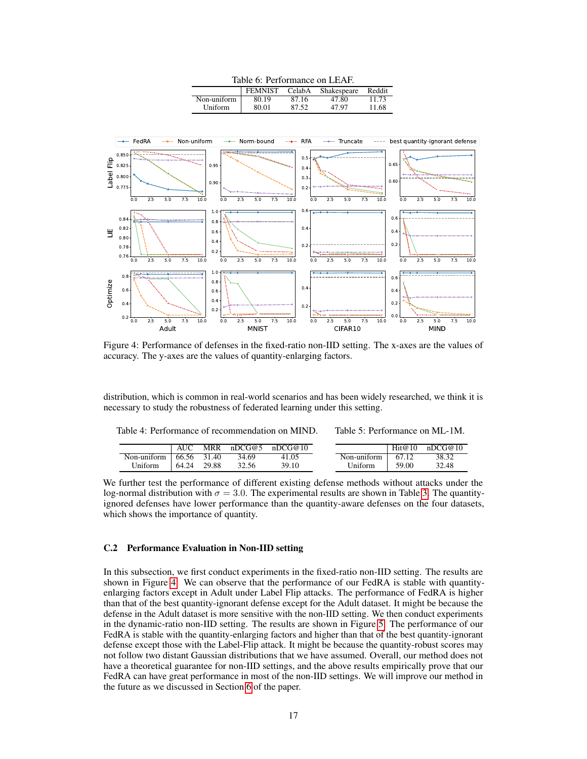Table 6: Performance on LEAF.

| | FEMNIST | CelabA | Shakespeare | Reddit |
|---|---|---|---|---|
| Non-uniform | 80.19 | 87.16 | 47.80 | 11.73 |
| Uniform | 80.01 | 87.52 | 47.97 | 11.68 |

Figure 4: Performance of defenses in the fixed-ratio non-IID setting. The x-axes are the values of accuracy. The y-axes are the values of quantity-enlarging factors.

distribution, which is common in real-world scenarios and has been widely researched, we think it is necessary to study the robustness of federated learning under this setting.

Table 4: Performance of recommendation on MIND.

| | AUC | MRR | nDCG@5 | nDCG@10 |
|---|---|---|---|---|
| Non-uniform | 66.56 | 31.40 | 34.69 | 41.05 |
| Uniform | 64.24 | 29.88 | 32.56 | 39.10 |

Table 5: Performance on ML-1M.

| | Hit@10 | nDCG@10 |
|---|---|---|
| Non-uniform | 67.12 | 38.32 |
| Uniform | 59.00 | 32.48 |

We further test the performance of different existing defense methods without attacks under the log-normal distribution with $\sigma = 3.0$. The experimental results are shown in Table 3. The quantity-ignored defenses have lower performance than the quantity-aware defenses on the four datasets, which shows the importance of quantity.

### C.2 Performance Evaluation in Non-IID setting

In this subsection, we first conduct experiments in the fixed-ratio non-IID setting. The results are shown in Figure 4. We can observe that the performance of our FedRA is stable with quantity-enlarging factors except in Adult under Label Flip attacks. The performance of FedRA is higher than that of the best quantity-ignorant defense except for the Adult dataset. It might be because the defense in the Adult dataset is more sensitive with the non-IID setting. We then conduct experiments in the dynamic-ratio non-IID setting. The results are shown in Figure 5. The performance of our FedRA is stable with the quantity-enlarging factors and higher than that of the best quantity-ignorant defense except those with the Label-Flip attack. It might be because the quantity-robust scores may not follow two distant Gaussian distributions that we have assumed. Our method does not have a theoretical guarantee for non-IID settings, and the above results empirically prove that our FedRA can have great performance in most of the non-IID settings. We will improve our method in the future as we discussed in Section 6 of the paper.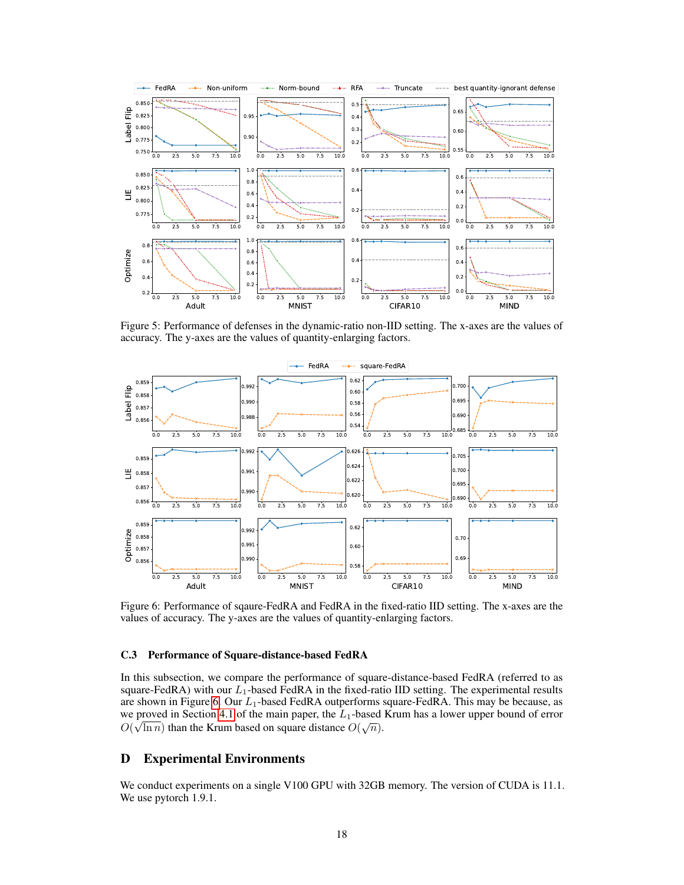FedRA
Non-uniform
Norm-bound
RFA
Truncate
best quantity-ignorant defense

Label Flip
LIE
Optimize

Adult
MNIST
CIFAR10
MIND

Figure 5: Performance of defenses in the dynamic-ratio non-IID setting. The x-axes are the values of accuracy. The y-axes are the values of quantity-enlarging factors.

FedRA
square-FedRA

Label Flip
LIE
Optimize

Adult
MNIST
CIFAR10
MIND

Figure 6: Performance of sqaure-FedRA and FedRA in the fixed-ratio IID setting. The x-axes are the values of accuracy. The y-axes are the values of quantity-enlarging factors.

### C.3 Performance of Square-distance-based FedRA

In this subsection, we compare the performance of square-distance-based FedRA (referred to as square-FedRA) with our $L_1$-based FedRA in the fixed-ratio IID setting. The experimental results are shown in Figure 6. Our $L_1$-based FedRA outperforms square-FedRA. This may be because, as we proved in Section 4.1 of the main paper, the $L_1$-based Krum has a lower upper bound of error $O(\sqrt{\ln n})$ than the Krum based on square distance $O(\sqrt{n})$.

## D Experimental Environments

We conduct experiments on a single V100 GPU with 32GB memory. The version of CUDA is 11.1. We use pytorch 1.9.1.